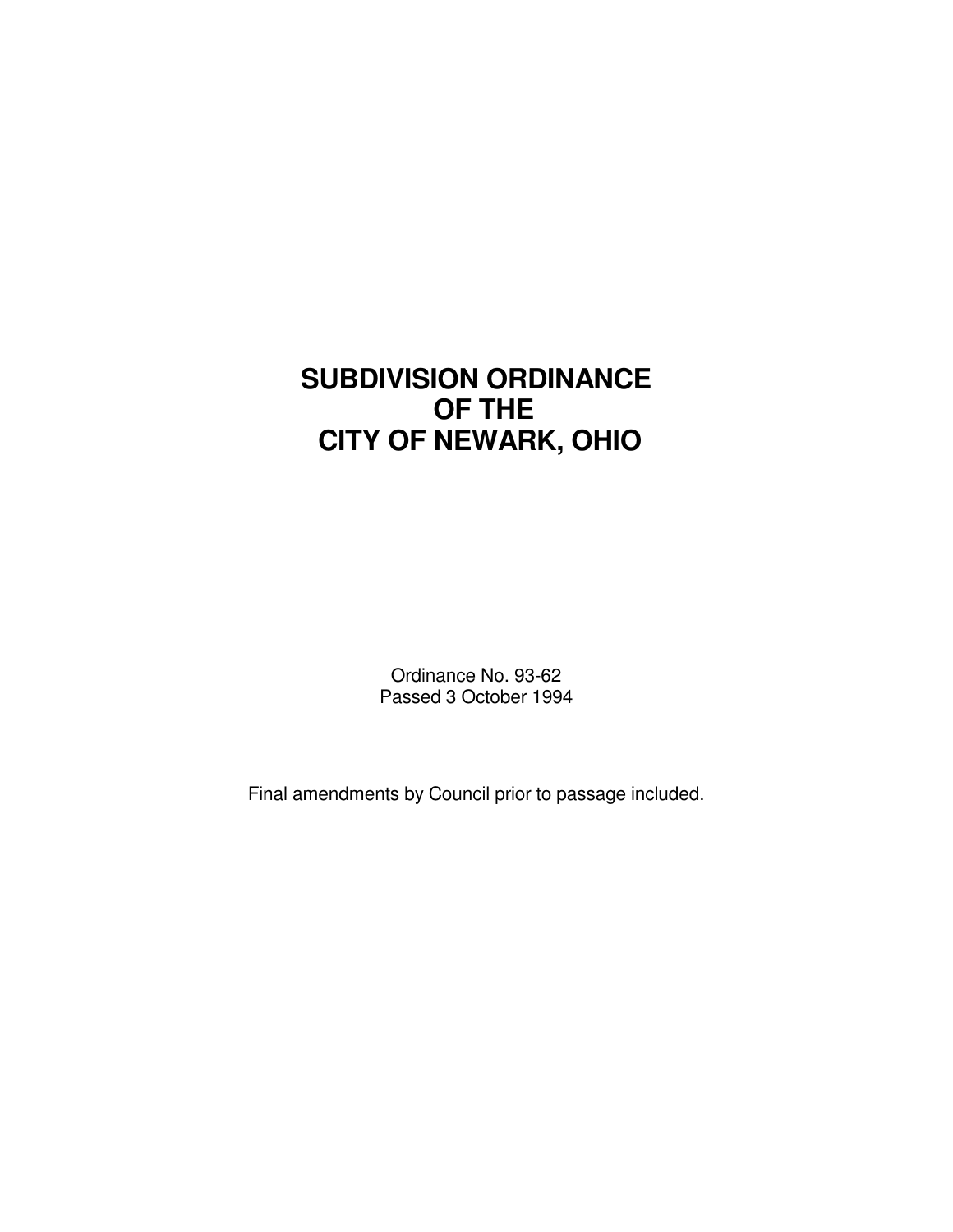# SUBDIVISION ORDINANCE OF THE CITY OF NEWARK, OHIO

Ordinance No. 93-62
Passed 3 October 1994

Final amendments by Council prior to passage included.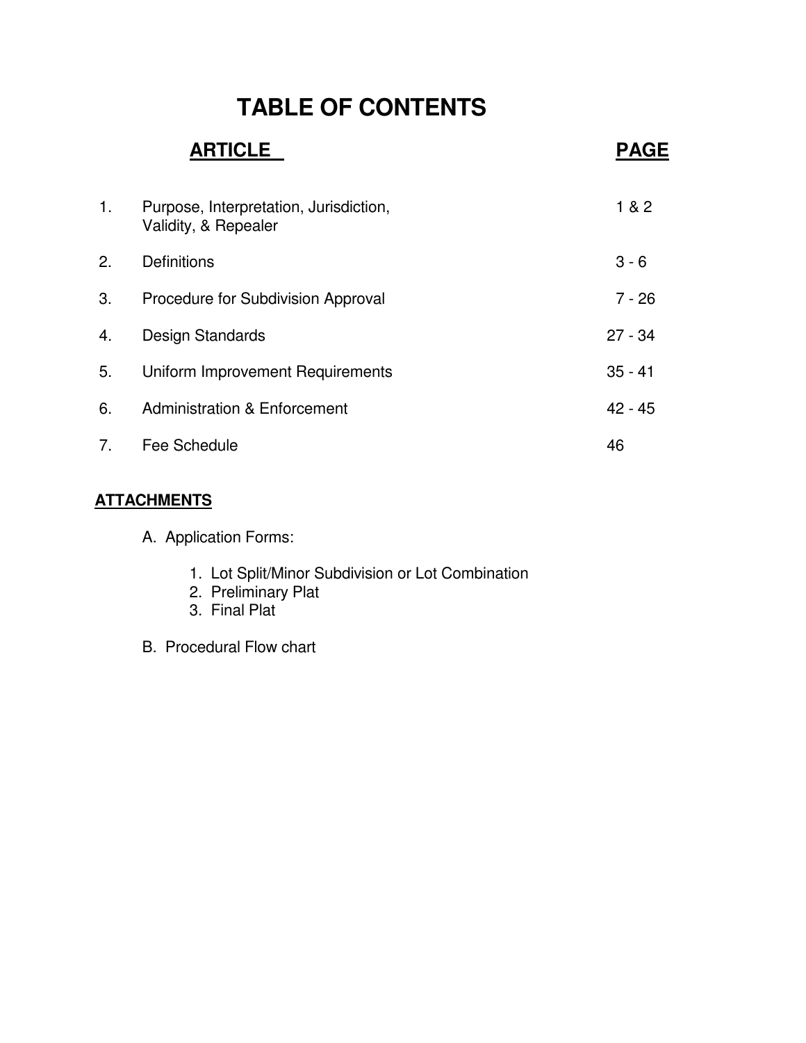# TABLE OF CONTENTS

| ARTICLE | | PAGE |
|---|---|---|
| 1. | Purpose, Interpretation, Jurisdiction, Validity, & Repealer | 1 & 2 |
| 2. | Definitions | 3 - 6 |
| 3. | Procedure for Subdivision Approval | 7 - 26 |
| 4. | Design Standards | 27 - 34 |
| 5. | Uniform Improvement Requirements | 35 - 41 |
| 6. | Administration & Enforcement | 42 - 45 |
| 7. | Fee Schedule | 46 |

**ATTACHMENTS**

A. Application Forms:

1. Lot Split/Minor Subdivision or Lot Combination
2. Preliminary Plat
3. Final Plat

B. Procedural Flow chart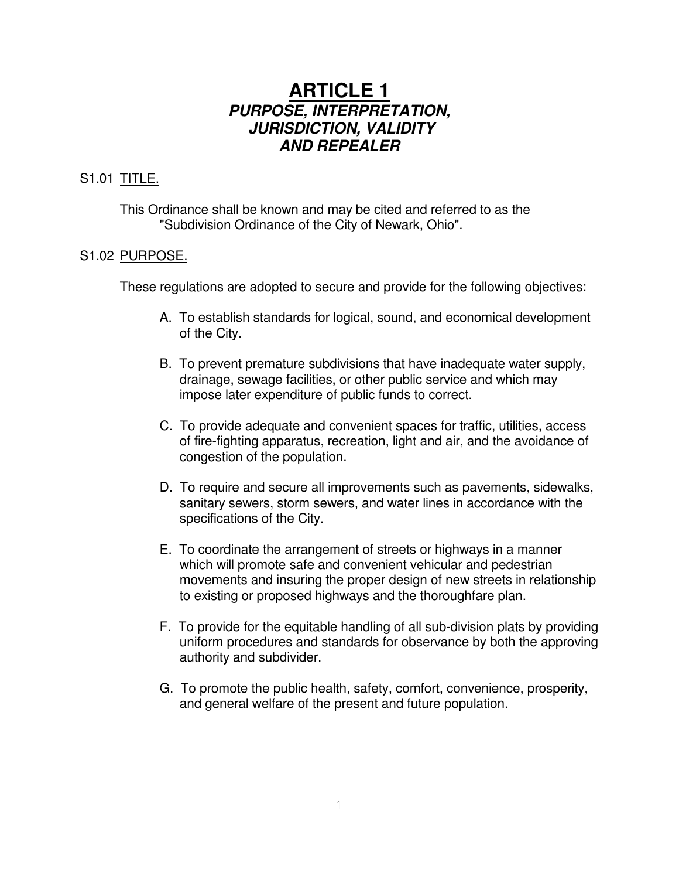# ARTICLE 1

## *PURPOSE, INTERPRETATION, JURISDICTION, VALIDITY AND REPEALER*

S1.01 TITLE.

This Ordinance shall be known and may be cited and referred to as the "Subdivision Ordinance of the City of Newark, Ohio".

S1.02 PURPOSE.

These regulations are adopted to secure and provide for the following objectives:

A. To establish standards for logical, sound, and economical development of the City.

B. To prevent premature subdivisions that have inadequate water supply, drainage, sewage facilities, or other public service and which may impose later expenditure of public funds to correct.

C. To provide adequate and convenient spaces for traffic, utilities, access of fire-fighting apparatus, recreation, light and air, and the avoidance of congestion of the population.

D. To require and secure all improvements such as pavements, sidewalks, sanitary sewers, storm sewers, and water lines in accordance with the specifications of the City.

E. To coordinate the arrangement of streets or highways in a manner which will promote safe and convenient vehicular and pedestrian movements and insuring the proper design of new streets in relationship to existing or proposed highways and the thoroughfare plan.

F. To provide for the equitable handling of all sub-division plats by providing uniform procedures and standards for observance by both the approving authority and subdivider.

G. To promote the public health, safety, comfort, convenience, prosperity, and general welfare of the present and future population.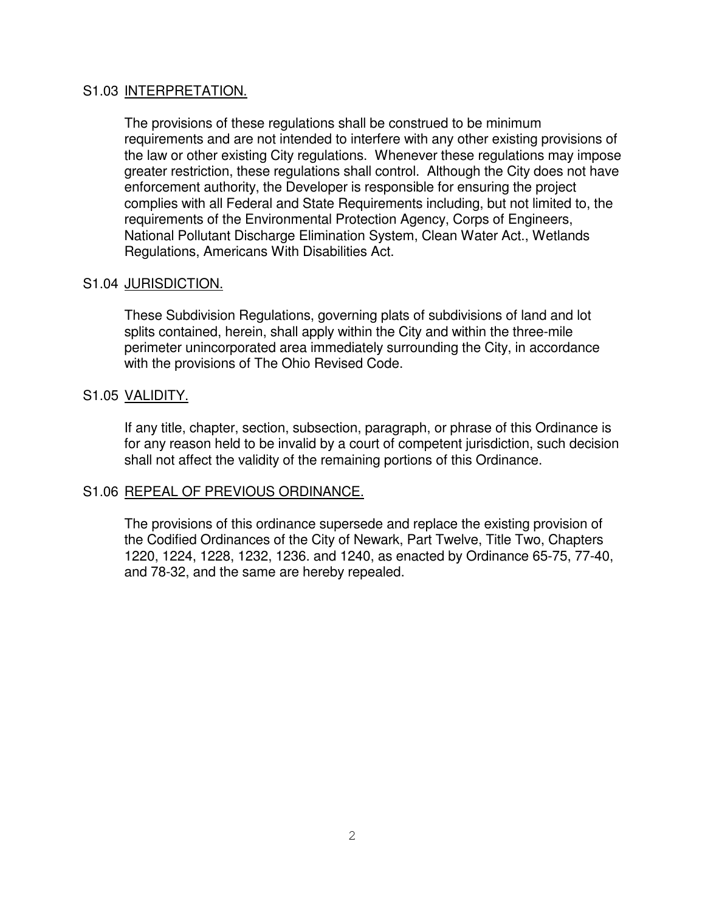## S1.03 INTERPRETATION.

The provisions of these regulations shall be construed to be minimum requirements and are not intended to interfere with any other existing provisions of the law or other existing City regulations. Whenever these regulations may impose greater restriction, these regulations shall control. Although the City does not have enforcement authority, the Developer is responsible for ensuring the project complies with all Federal and State Requirements including, but not limited to, the requirements of the Environmental Protection Agency, Corps of Engineers, National Pollutant Discharge Elimination System, Clean Water Act., Wetlands Regulations, Americans With Disabilities Act.

## S1.04 JURISDICTION.

These Subdivision Regulations, governing plats of subdivisions of land and lot splits contained, herein, shall apply within the City and within the three-mile perimeter unincorporated area immediately surrounding the City, in accordance with the provisions of The Ohio Revised Code.

## S1.05 VALIDITY.

If any title, chapter, section, subsection, paragraph, or phrase of this Ordinance is for any reason held to be invalid by a court of competent jurisdiction, such decision shall not affect the validity of the remaining portions of this Ordinance.

## S1.06 REPEAL OF PREVIOUS ORDINANCE.

The provisions of this ordinance supersede and replace the existing provision of the Codified Ordinances of the City of Newark, Part Twelve, Title Two, Chapters 1220, 1224, 1228, 1232, 1236. and 1240, as enacted by Ordinance 65-75, 77-40, and 78-32, and the same are hereby repealed.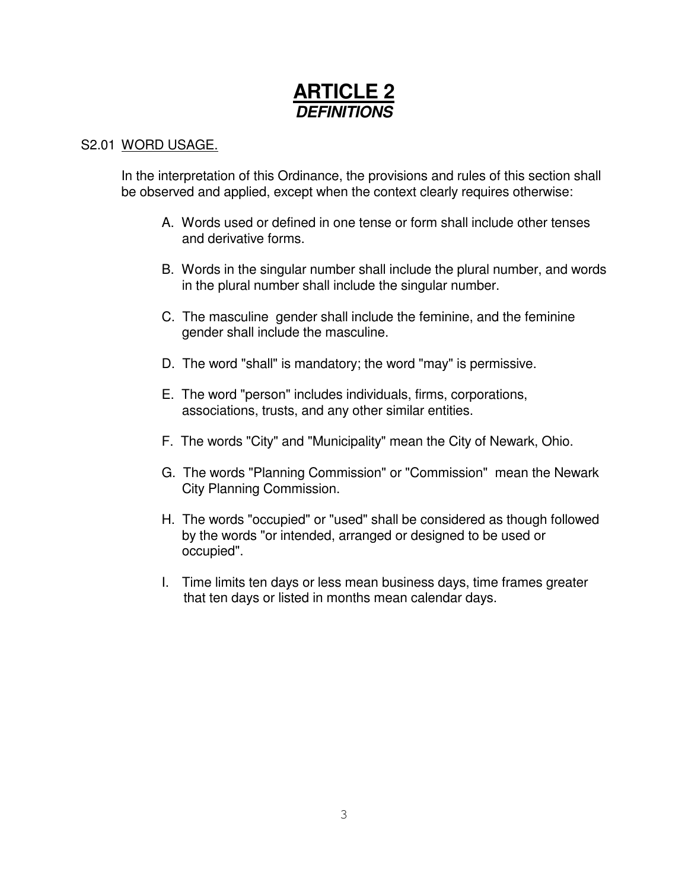# ARTICLE 2
## ***DEFINITIONS***

S2.01 WORD USAGE.

In the interpretation of this Ordinance, the provisions and rules of this section shall be observed and applied, except when the context clearly requires otherwise:

A. Words used or defined in one tense or form shall include other tenses and derivative forms.

B. Words in the singular number shall include the plural number, and words in the plural number shall include the singular number.

C. The masculine gender shall include the feminine, and the feminine gender shall include the masculine.

D. The word "shall" is mandatory; the word "may" is permissive.

E. The word "person" includes individuals, firms, corporations, associations, trusts, and any other similar entities.

F. The words "City" and "Municipality" mean the City of Newark, Ohio.

G. The words "Planning Commission" or "Commission" mean the Newark City Planning Commission.

H. The words "occupied" or "used" shall be considered as though followed by the words "or intended, arranged or designed to be used or occupied".

I. Time limits ten days or less mean business days, time frames greater that ten days or listed in months mean calendar days.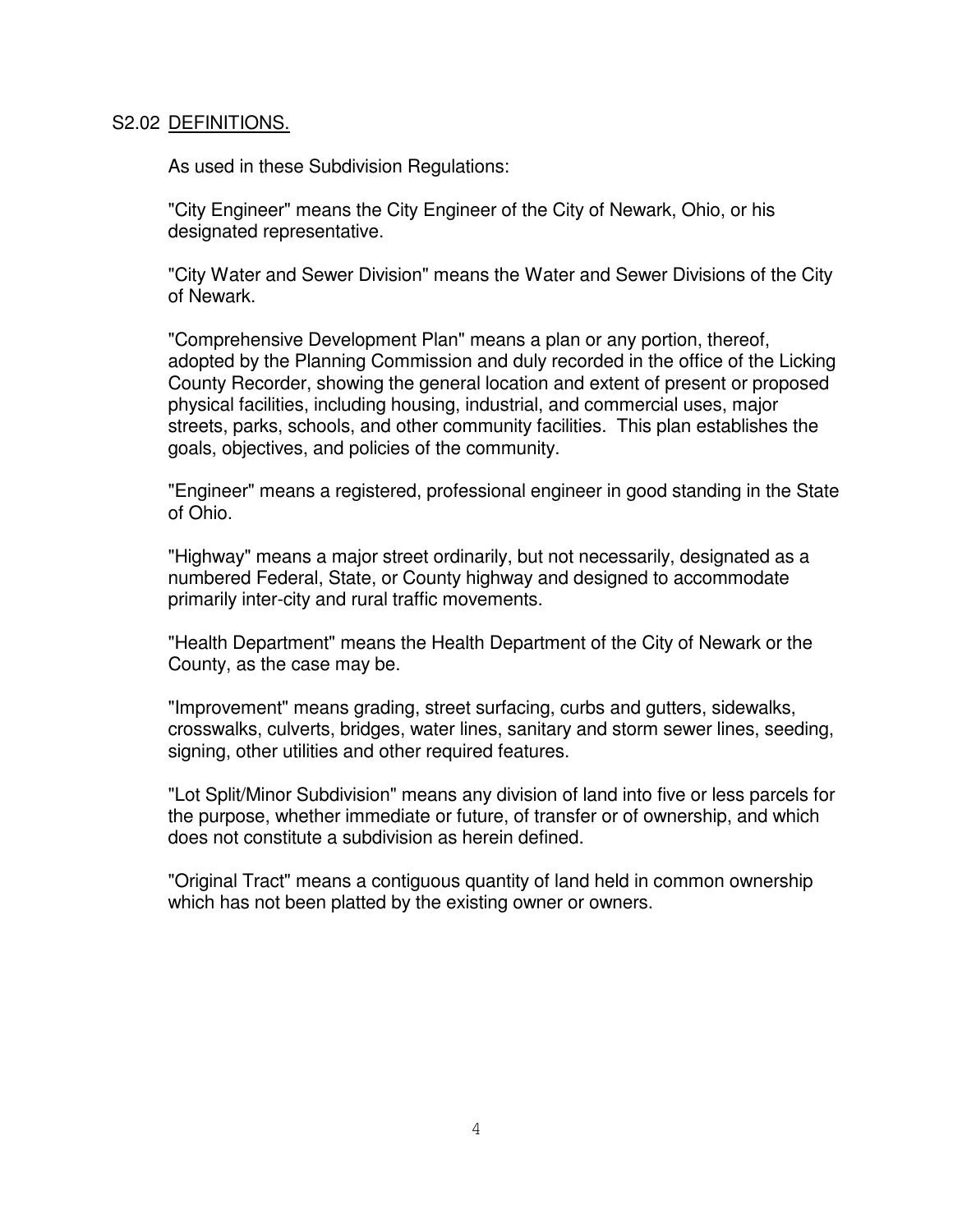## S2.02 <u>DEFINITIONS.</u>

As used in these Subdivision Regulations:

"City Engineer" means the City Engineer of the City of Newark, Ohio, or his designated representative.

"City Water and Sewer Division" means the Water and Sewer Divisions of the City of Newark.

"Comprehensive Development Plan" means a plan or any portion, thereof, adopted by the Planning Commission and duly recorded in the office of the Licking County Recorder, showing the general location and extent of present or proposed physical facilities, including housing, industrial, and commercial uses, major streets, parks, schools, and other community facilities. This plan establishes the goals, objectives, and policies of the community.

"Engineer" means a registered, professional engineer in good standing in the State of Ohio.

"Highway" means a major street ordinarily, but not necessarily, designated as a numbered Federal, State, or County highway and designed to accommodate primarily inter-city and rural traffic movements.

"Health Department" means the Health Department of the City of Newark or the County, as the case may be.

"Improvement" means grading, street surfacing, curbs and gutters, sidewalks, crosswalks, culverts, bridges, water lines, sanitary and storm sewer lines, seeding, signing, other utilities and other required features.

"Lot Split/Minor Subdivision" means any division of land into five or less parcels for the purpose, whether immediate or future, of transfer or of ownership, and which does not constitute a subdivision as herein defined.

"Original Tract" means a contiguous quantity of land held in common ownership which has not been platted by the existing owner or owners.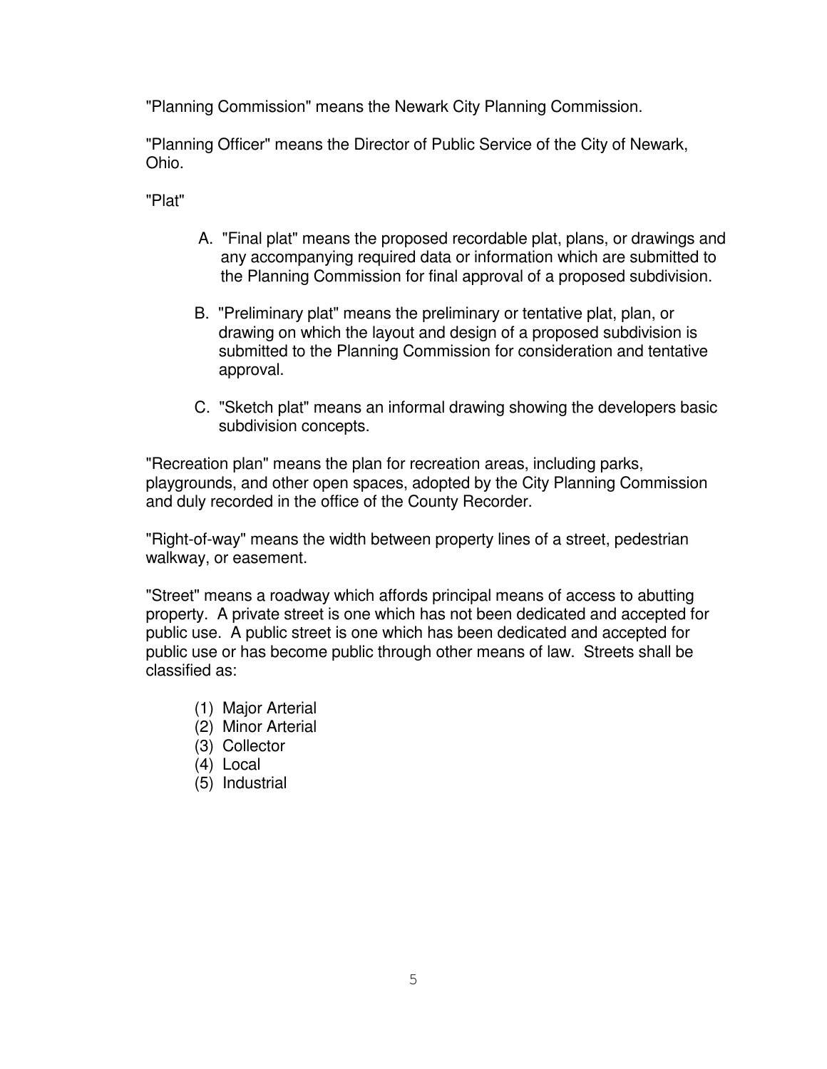"Planning Commission" means the Newark City Planning Commission.

"Planning Officer" means the Director of Public Service of the City of Newark, Ohio.

"Plat"

A. "Final plat" means the proposed recordable plat, plans, or drawings and any accompanying required data or information which are submitted to the Planning Commission for final approval of a proposed subdivision.

B. "Preliminary plat" means the preliminary or tentative plat, plan, or drawing on which the layout and design of a proposed subdivision is submitted to the Planning Commission for consideration and tentative approval.

C. "Sketch plat" means an informal drawing showing the developers basic subdivision concepts.

"Recreation plan" means the plan for recreation areas, including parks, playgrounds, and other open spaces, adopted by the City Planning Commission and duly recorded in the office of the County Recorder.

"Right-of-way" means the width between property lines of a street, pedestrian walkway, or easement.

"Street" means a roadway which affords principal means of access to abutting property. A private street is one which has not been dedicated and accepted for public use. A public street is one which has been dedicated and accepted for public use or has become public through other means of law. Streets shall be classified as:

(1) Major Arterial
(2) Minor Arterial
(3) Collector
(4) Local
(5) Industrial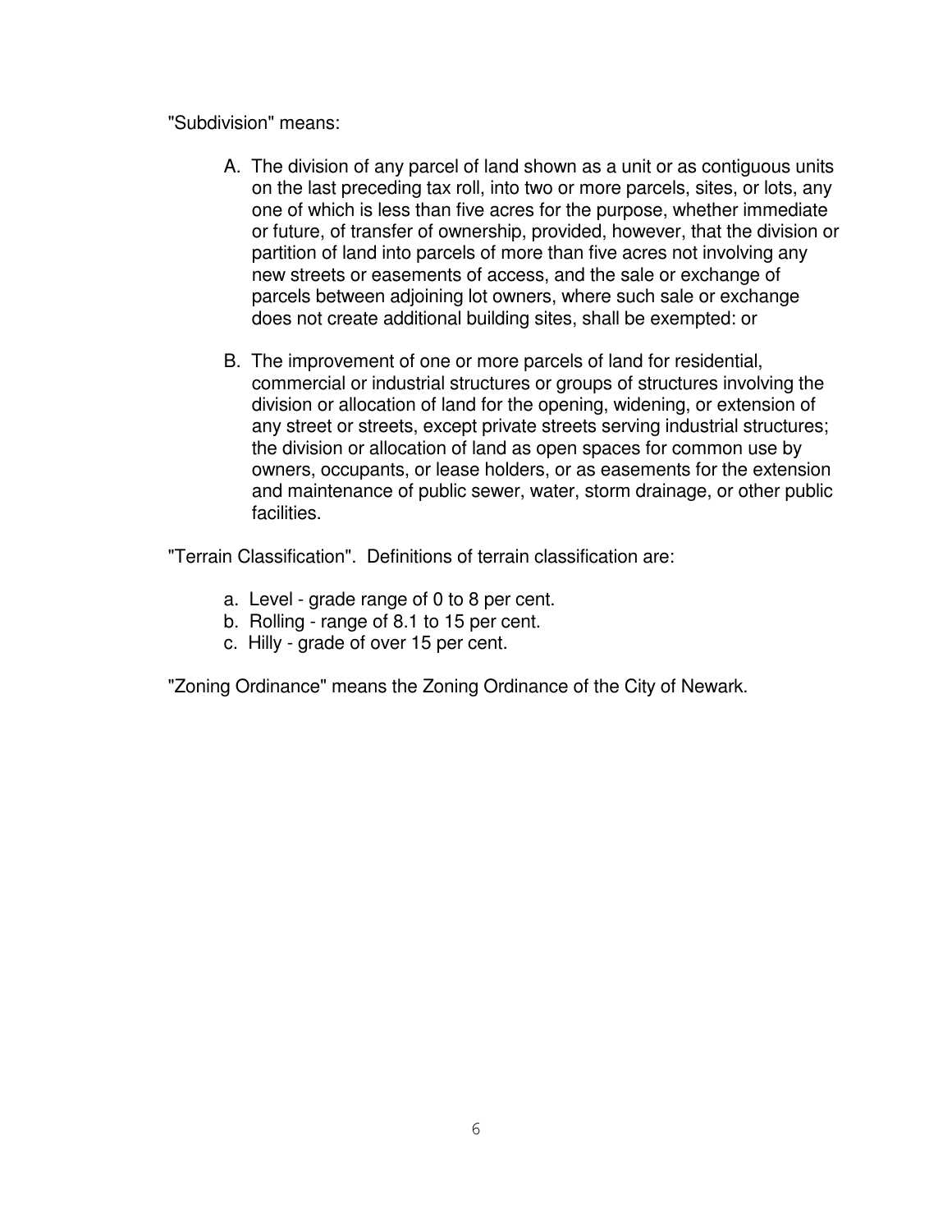"Subdivision" means:

A. The division of any parcel of land shown as a unit or as contiguous units on the last preceding tax roll, into two or more parcels, sites, or lots, any one of which is less than five acres for the purpose, whether immediate or future, of transfer of ownership, provided, however, that the division or partition of land into parcels of more than five acres not involving any new streets or easements of access, and the sale or exchange of parcels between adjoining lot owners, where such sale or exchange does not create additional building sites, shall be exempted: or

B. The improvement of one or more parcels of land for residential, commercial or industrial structures or groups of structures involving the division or allocation of land for the opening, widening, or extension of any street or streets, except private streets serving industrial structures; the division or allocation of land as open spaces for common use by owners, occupants, or lease holders, or as easements for the extension and maintenance of public sewer, water, storm drainage, or other public facilities.

"Terrain Classification". Definitions of terrain classification are:

a. Level - grade range of 0 to 8 per cent.
b. Rolling - range of 8.1 to 15 per cent.
c. Hilly - grade of over 15 per cent.

"Zoning Ordinance" means the Zoning Ordinance of the City of Newark.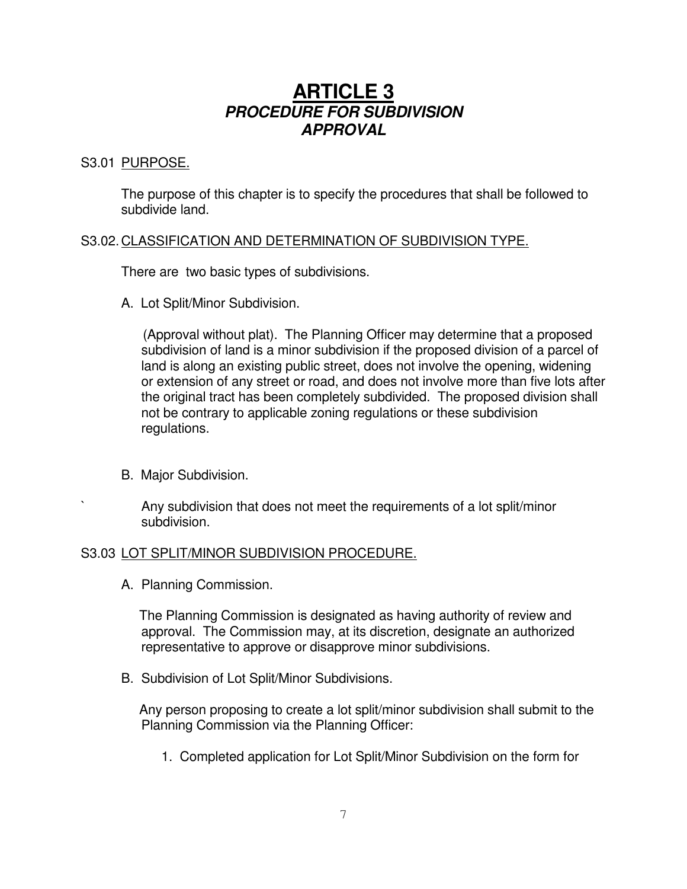# ARTICLE 3
## *PROCEDURE FOR SUBDIVISION APPROVAL*

S3.01 PURPOSE.

The purpose of this chapter is to specify the procedures that shall be followed to subdivide land.

S3.02. CLASSIFICATION AND DETERMINATION OF SUBDIVISION TYPE.

There are two basic types of subdivisions.

A. Lot Split/Minor Subdivision.

(Approval without plat). The Planning Officer may determine that a proposed subdivision of land is a minor subdivision if the proposed division of a parcel of land is along an existing public street, does not involve the opening, widening or extension of any street or road, and does not involve more than five lots after the original tract has been completely subdivided. The proposed division shall not be contrary to applicable zoning regulations or these subdivision regulations.

B. Major Subdivision.

` Any subdivision that does not meet the requirements of a lot split/minor subdivision.

S3.03 LOT SPLIT/MINOR SUBDIVISION PROCEDURE.

A. Planning Commission.

The Planning Commission is designated as having authority of review and approval. The Commission may, at its discretion, designate an authorized representative to approve or disapprove minor subdivisions.

B. Subdivision of Lot Split/Minor Subdivisions.

Any person proposing to create a lot split/minor subdivision shall submit to the Planning Commission via the Planning Officer:

1. Completed application for Lot Split/Minor Subdivision on the form for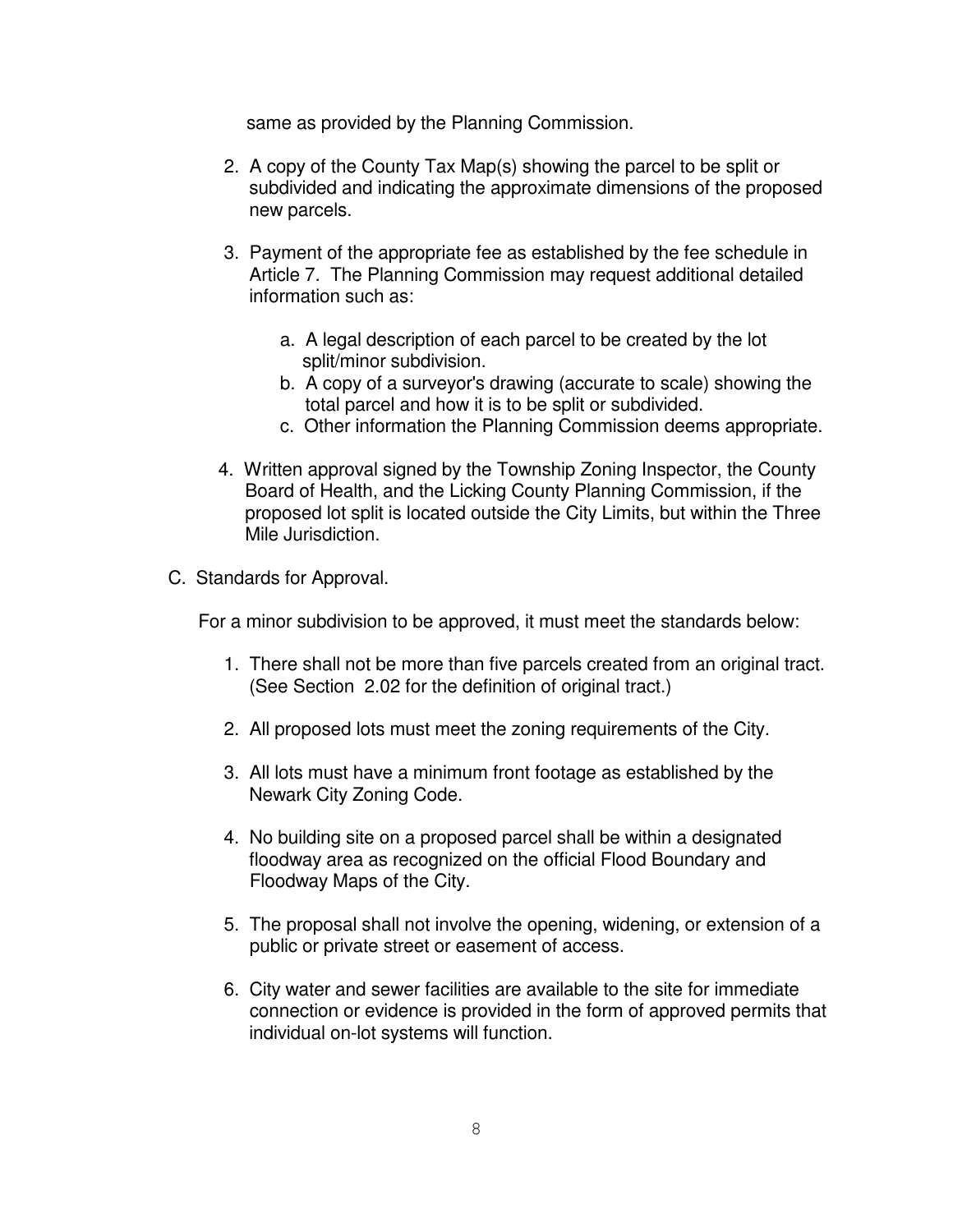same as provided by the Planning Commission.

2. A copy of the County Tax Map(s) showing the parcel to be split or subdivided and indicating the approximate dimensions of the proposed new parcels.

3. Payment of the appropriate fee as established by the fee schedule in Article 7. The Planning Commission may request additional detailed information such as:

   a. A legal description of each parcel to be created by the lot split/minor subdivision.
   b. A copy of a surveyor's drawing (accurate to scale) showing the total parcel and how it is to be split or subdivided.
   c. Other information the Planning Commission deems appropriate.

4. Written approval signed by the Township Zoning Inspector, the County Board of Health, and the Licking County Planning Commission, if the proposed lot split is located outside the City Limits, but within the Three Mile Jurisdiction.

C. Standards for Approval.

For a minor subdivision to be approved, it must meet the standards below:

1. There shall not be more than five parcels created from an original tract. (See Section 2.02 for the definition of original tract.)

2. All proposed lots must meet the zoning requirements of the City.

3. All lots must have a minimum front footage as established by the Newark City Zoning Code.

4. No building site on a proposed parcel shall be within a designated floodway area as recognized on the official Flood Boundary and Floodway Maps of the City.

5. The proposal shall not involve the opening, widening, or extension of a public or private street or easement of access.

6. City water and sewer facilities are available to the site for immediate connection or evidence is provided in the form of approved permits that individual on-lot systems will function.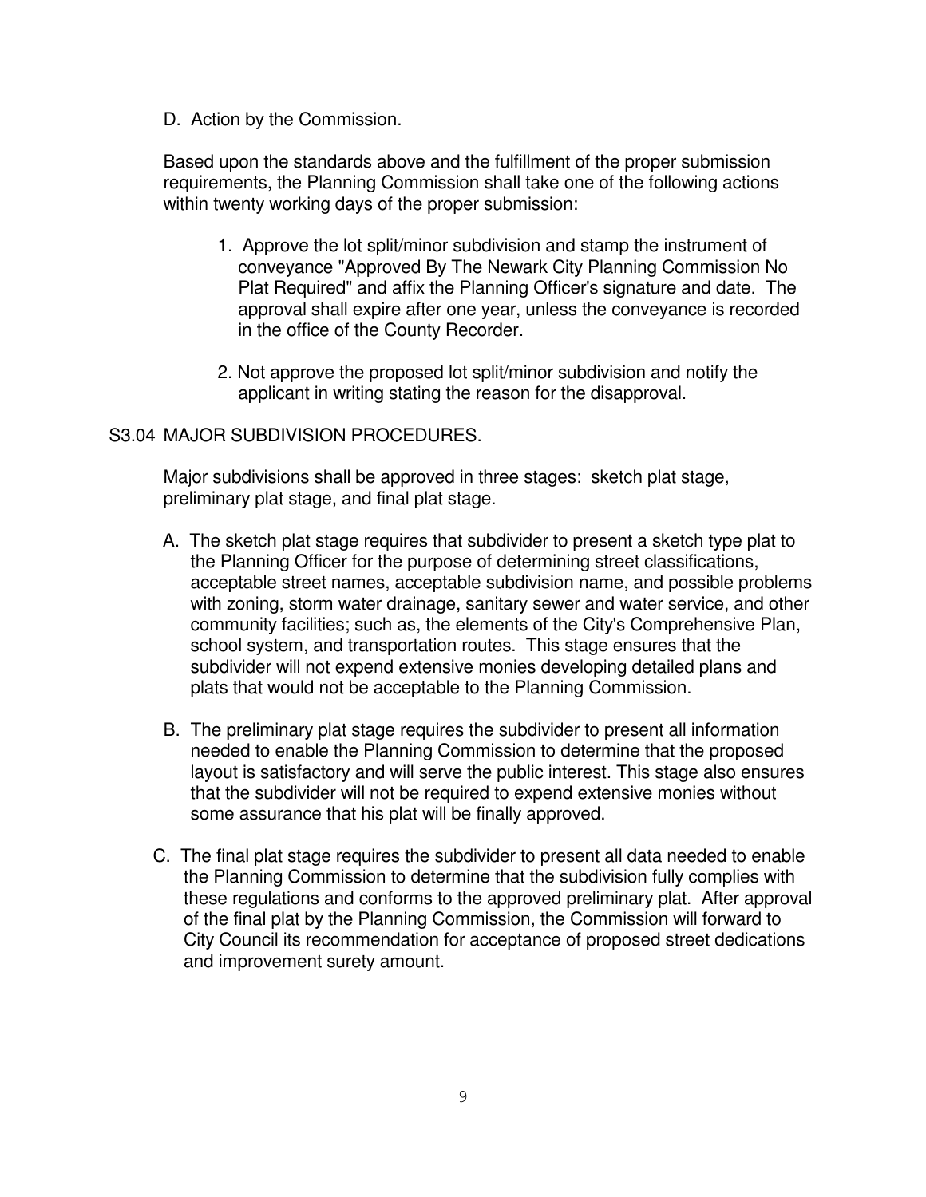D. Action by the Commission.

Based upon the standards above and the fulfillment of the proper submission requirements, the Planning Commission shall take one of the following actions within twenty working days of the proper submission:

1. Approve the lot split/minor subdivision and stamp the instrument of conveyance "Approved By The Newark City Planning Commission No Plat Required" and affix the Planning Officer's signature and date. The approval shall expire after one year, unless the conveyance is recorded in the office of the County Recorder.

2. Not approve the proposed lot split/minor subdivision and notify the applicant in writing stating the reason for the disapproval.

## S3.04 MAJOR SUBDIVISION PROCEDURES.

Major subdivisions shall be approved in three stages: sketch plat stage, preliminary plat stage, and final plat stage.

A. The sketch plat stage requires that subdivider to present a sketch type plat to the Planning Officer for the purpose of determining street classifications, acceptable street names, acceptable subdivision name, and possible problems with zoning, storm water drainage, sanitary sewer and water service, and other community facilities; such as, the elements of the City's Comprehensive Plan, school system, and transportation routes. This stage ensures that the subdivider will not expend extensive monies developing detailed plans and plats that would not be acceptable to the Planning Commission.

B. The preliminary plat stage requires the subdivider to present all information needed to enable the Planning Commission to determine that the proposed layout is satisfactory and will serve the public interest. This stage also ensures that the subdivider will not be required to expend extensive monies without some assurance that his plat will be finally approved.

C. The final plat stage requires the subdivider to present all data needed to enable the Planning Commission to determine that the subdivision fully complies with these regulations and conforms to the approved preliminary plat. After approval of the final plat by the Planning Commission, the Commission will forward to City Council its recommendation for acceptance of proposed street dedications and improvement surety amount.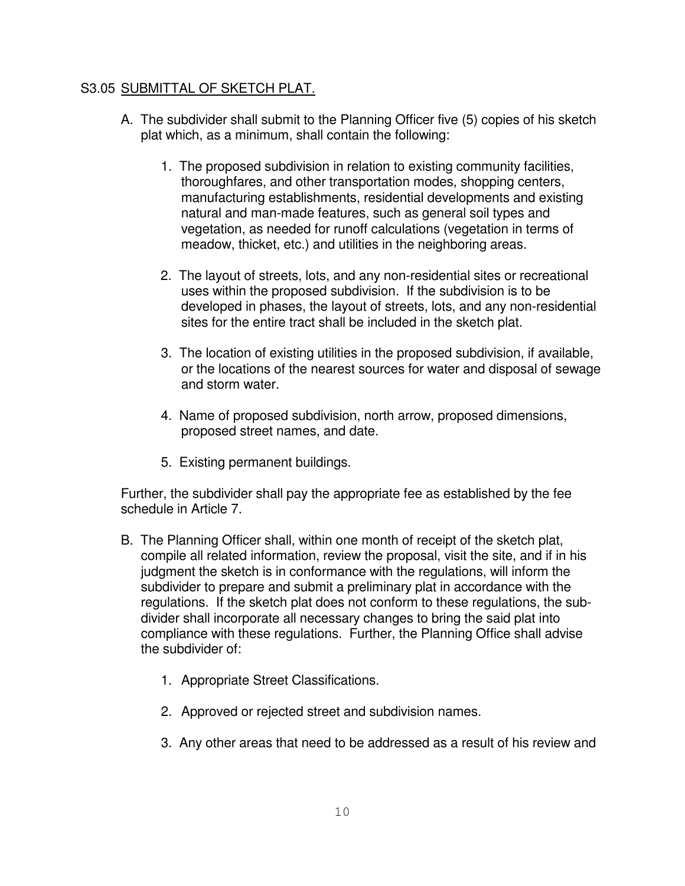## S3.05 SUBMITTAL OF SKETCH PLAT.

A. The subdivider shall submit to the Planning Officer five (5) copies of his sketch plat which, as a minimum, shall contain the following:

   1. The proposed subdivision in relation to existing community facilities, thoroughfares, and other transportation modes, shopping centers, manufacturing establishments, residential developments and existing natural and man-made features, such as general soil types and vegetation, as needed for runoff calculations (vegetation in terms of meadow, thicket, etc.) and utilities in the neighboring areas.

   2. The layout of streets, lots, and any non-residential sites or recreational uses within the proposed subdivision. If the subdivision is to be developed in phases, the layout of streets, lots, and any non-residential sites for the entire tract shall be included in the sketch plat.

   3. The location of existing utilities in the proposed subdivision, if available, or the locations of the nearest sources for water and disposal of sewage and storm water.

   4. Name of proposed subdivision, north arrow, proposed dimensions, proposed street names, and date.

   5. Existing permanent buildings.

Further, the subdivider shall pay the appropriate fee as established by the fee schedule in Article 7.

B. The Planning Officer shall, within one month of receipt of the sketch plat, compile all related information, review the proposal, visit the site, and if in his judgment the sketch is in conformance with the regulations, will inform the subdivider to prepare and submit a preliminary plat in accordance with the regulations. If the sketch plat does not conform to these regulations, the sub-divider shall incorporate all necessary changes to bring the said plat into compliance with these regulations. Further, the Planning Office shall advise the subdivider of:

   1. Appropriate Street Classifications.

   2. Approved or rejected street and subdivision names.

   3. Any other areas that need to be addressed as a result of his review and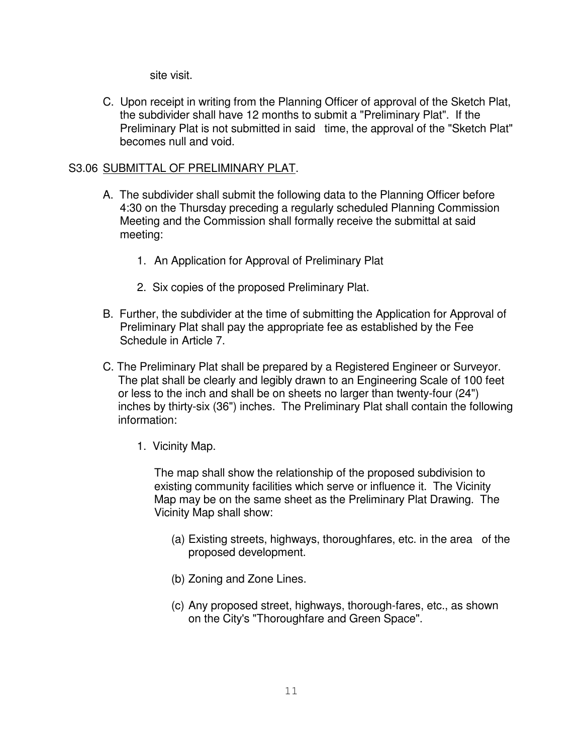site visit.

C. Upon receipt in writing from the Planning Officer of approval of the Sketch Plat, the subdivider shall have 12 months to submit a "Preliminary Plat". If the Preliminary Plat is not submitted in said time, the approval of the "Sketch Plat" becomes null and void.

S3.06 <u>SUBMITTAL OF PRELIMINARY PLAT</u>.

A. The subdivider shall submit the following data to the Planning Officer before 4:30 on the Thursday preceding a regularly scheduled Planning Commission Meeting and the Commission shall formally receive the submittal at said meeting:

1. An Application for Approval of Preliminary Plat

2. Six copies of the proposed Preliminary Plat.

B. Further, the subdivider at the time of submitting the Application for Approval of Preliminary Plat shall pay the appropriate fee as established by the Fee Schedule in Article 7.

C. The Preliminary Plat shall be prepared by a Registered Engineer or Surveyor. The plat shall be clearly and legibly drawn to an Engineering Scale of 100 feet or less to the inch and shall be on sheets no larger than twenty-four (24") inches by thirty-six (36") inches. The Preliminary Plat shall contain the following information:

1. Vicinity Map.

The map shall show the relationship of the proposed subdivision to existing community facilities which serve or influence it. The Vicinity Map may be on the same sheet as the Preliminary Plat Drawing. The Vicinity Map shall show:

(a) Existing streets, highways, thoroughfares, etc. in the area of the proposed development.

(b) Zoning and Zone Lines.

(c) Any proposed street, highways, thorough-fares, etc., as shown on the City's "Thoroughfare and Green Space".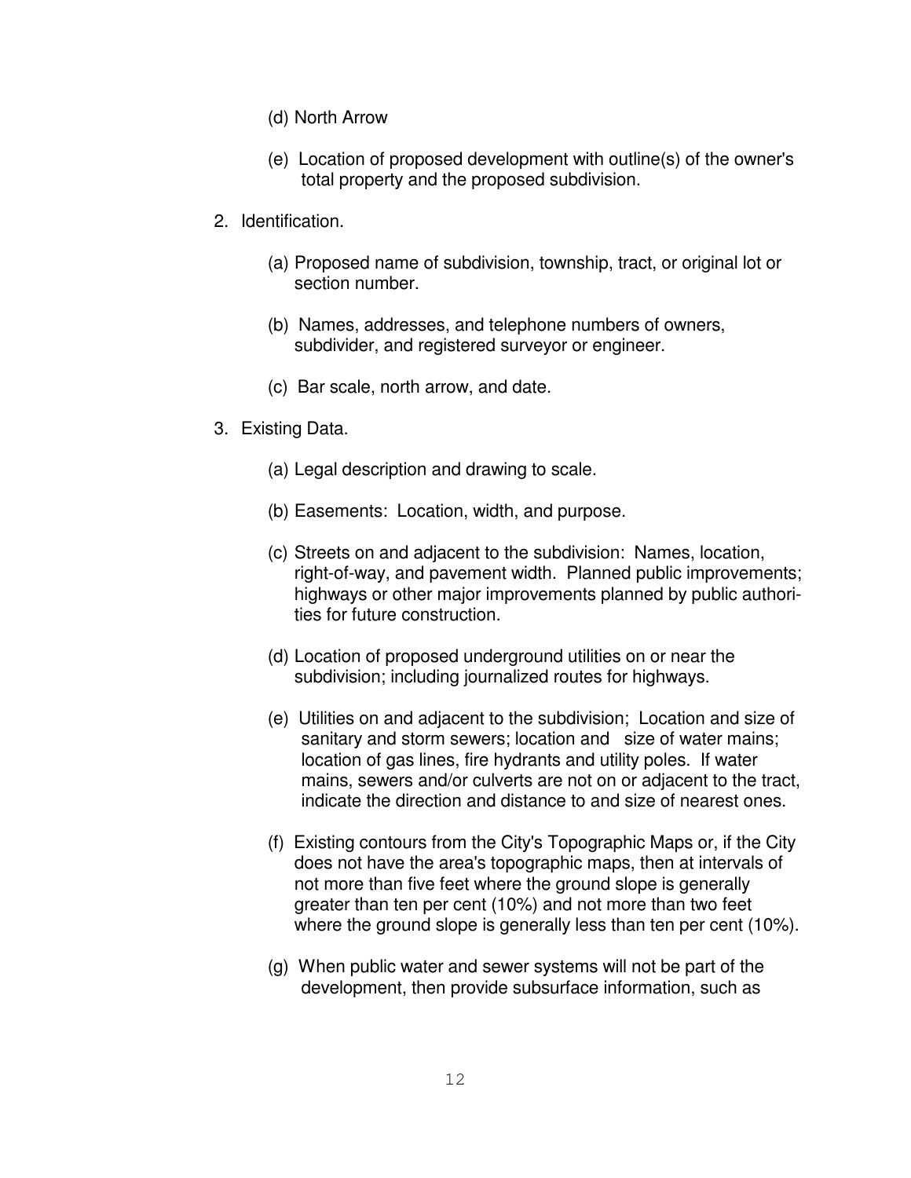(d) North Arrow

(e) Location of proposed development with outline(s) of the owner's total property and the proposed subdivision.

2. Identification.

(a) Proposed name of subdivision, township, tract, or original lot or section number.

(b) Names, addresses, and telephone numbers of owners, subdivider, and registered surveyor or engineer.

(c) Bar scale, north arrow, and date.

3. Existing Data.

(a) Legal description and drawing to scale.

(b) Easements: Location, width, and purpose.

(c) Streets on and adjacent to the subdivision: Names, location, right-of-way, and pavement width. Planned public improvements; highways or other major improvements planned by public authorities for future construction.

(d) Location of proposed underground utilities on or near the subdivision; including journalized routes for highways.

(e) Utilities on and adjacent to the subdivision; Location and size of sanitary and storm sewers; location and size of water mains; location of gas lines, fire hydrants and utility poles. If water mains, sewers and/or culverts are not on or adjacent to the tract, indicate the direction and distance to and size of nearest ones.

(f) Existing contours from the City's Topographic Maps or, if the City does not have the area's topographic maps, then at intervals of not more than five feet where the ground slope is generally greater than ten per cent (10%) and not more than two feet where the ground slope is generally less than ten per cent (10%).

(g) When public water and sewer systems will not be part of the development, then provide subsurface information, such as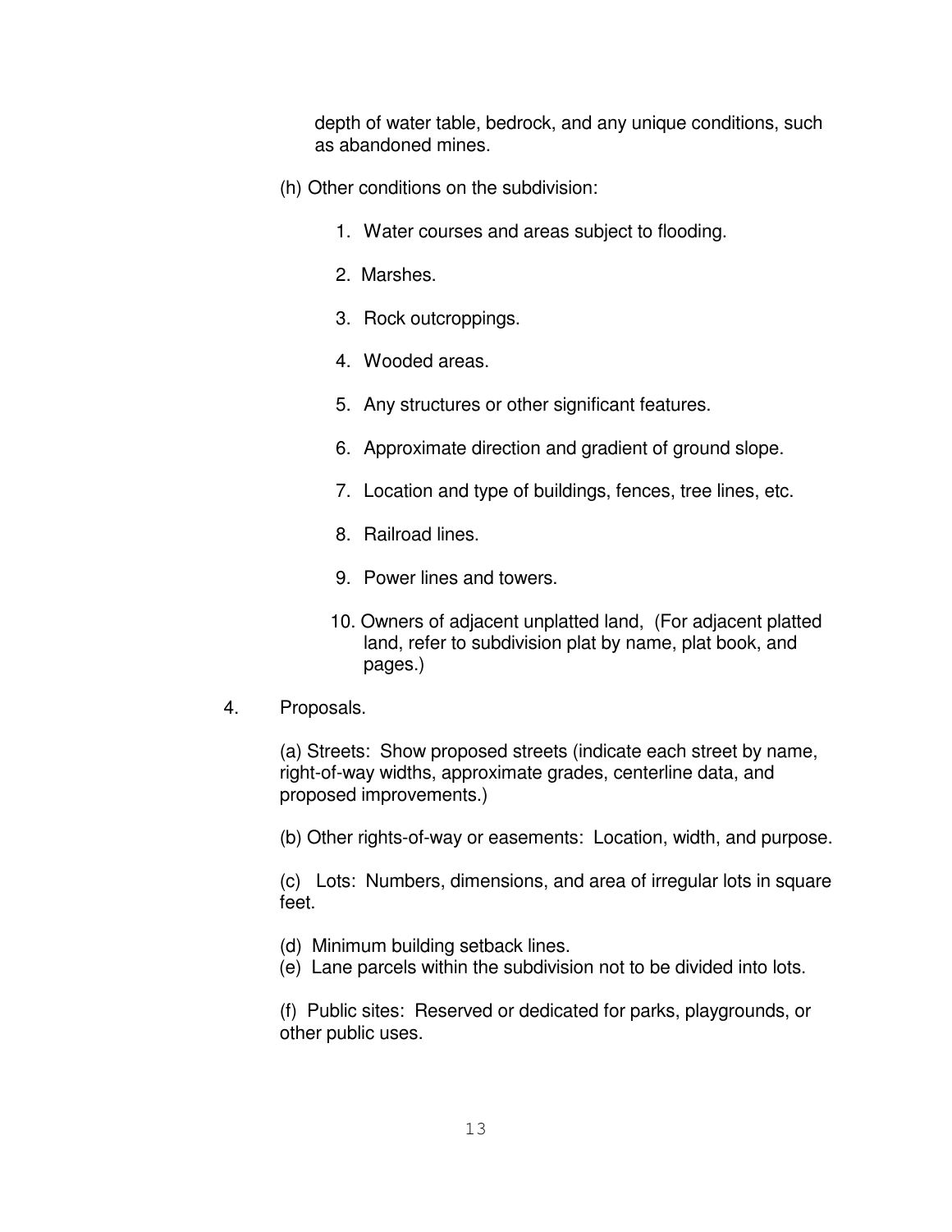depth of water table, bedrock, and any unique conditions, such as abandoned mines.

(h) Other conditions on the subdivision:

1. Water courses and areas subject to flooding.

2. Marshes.

3. Rock outcroppings.

4. Wooded areas.

5. Any structures or other significant features.

6. Approximate direction and gradient of ground slope.

7. Location and type of buildings, fences, tree lines, etc.

8. Railroad lines.

9. Power lines and towers.

10. Owners of adjacent unplatted land, (For adjacent platted land, refer to subdivision plat by name, plat book, and pages.)

4. Proposals.

(a) Streets: Show proposed streets (indicate each street by name, right-of-way widths, approximate grades, centerline data, and proposed improvements.)

(b) Other rights-of-way or easements: Location, width, and purpose.

(c) Lots: Numbers, dimensions, and area of irregular lots in square feet.

(d) Minimum building setback lines.

(e) Lane parcels within the subdivision not to be divided into lots.

(f) Public sites: Reserved or dedicated for parks, playgrounds, or other public uses.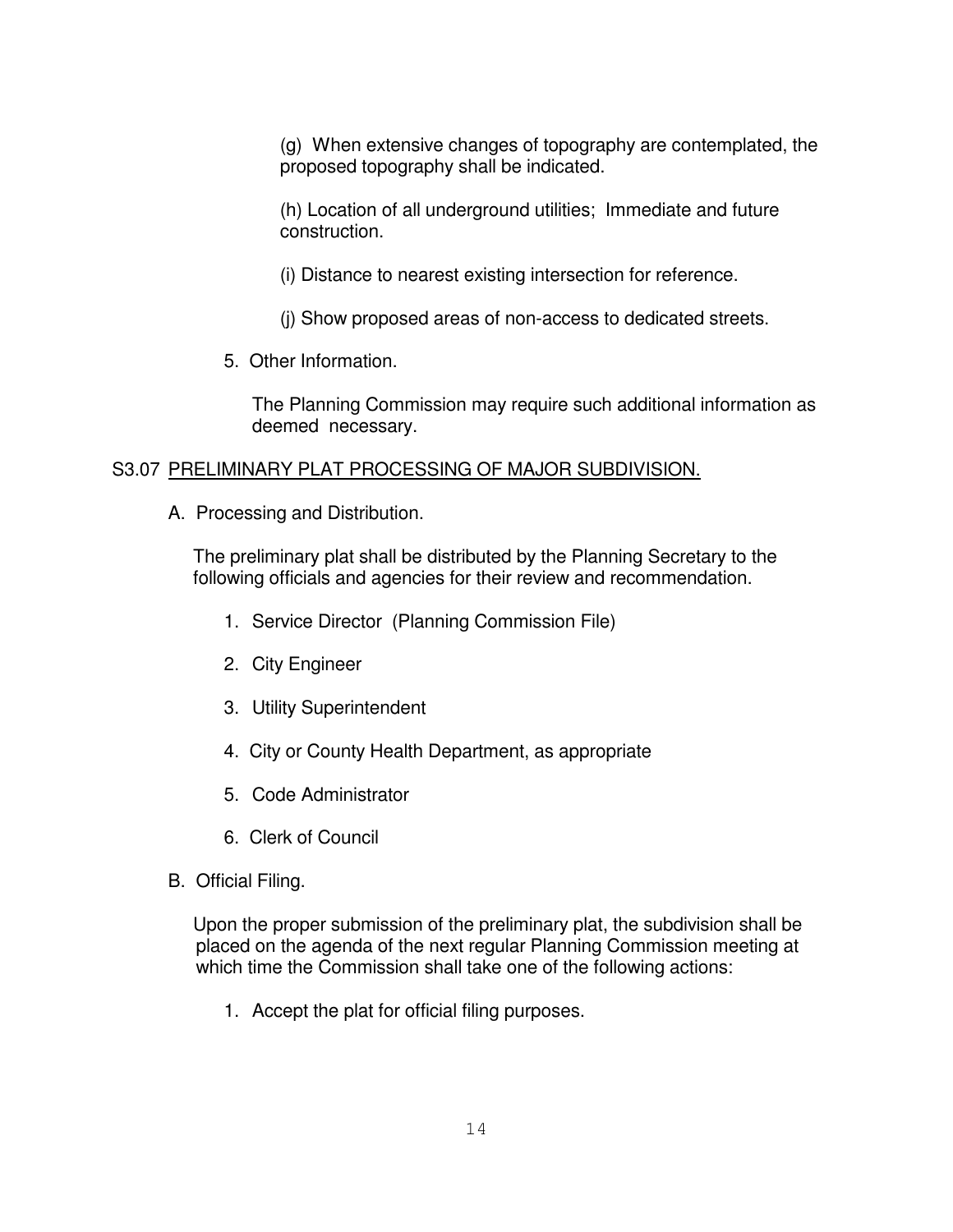(g) When extensive changes of topography are contemplated, the proposed topography shall be indicated.

(h) Location of all underground utilities; Immediate and future construction.

(i) Distance to nearest existing intersection for reference.

(j) Show proposed areas of non-access to dedicated streets.

5. Other Information.

   The Planning Commission may require such additional information as deemed necessary.

## S3.07 PRELIMINARY PLAT PROCESSING OF MAJOR SUBDIVISION.

A. Processing and Distribution.

The preliminary plat shall be distributed by the Planning Secretary to the following officials and agencies for their review and recommendation.

1. Service Director (Planning Commission File)
2. City Engineer
3. Utility Superintendent
4. City or County Health Department, as appropriate
5. Code Administrator
6. Clerk of Council

B. Official Filing.

Upon the proper submission of the preliminary plat, the subdivision shall be placed on the agenda of the next regular Planning Commission meeting at which time the Commission shall take one of the following actions:

1. Accept the plat for official filing purposes.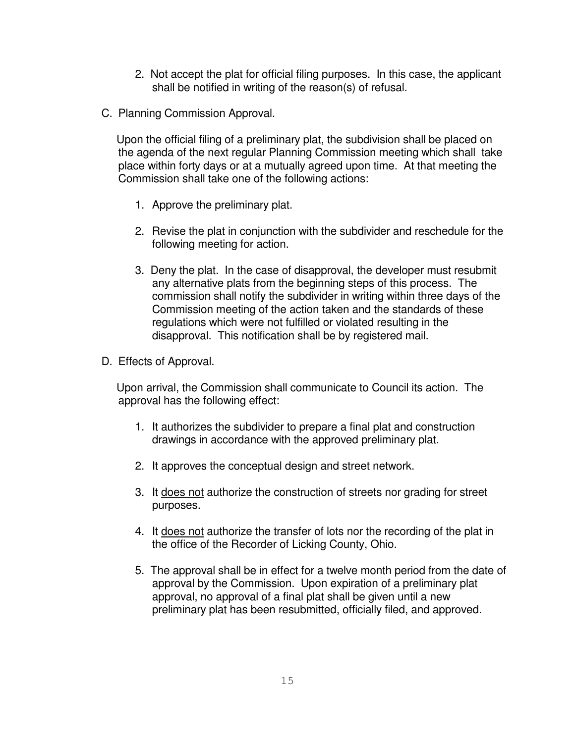2. Not accept the plat for official filing purposes. In this case, the applicant shall be notified in writing of the reason(s) of refusal.

C. Planning Commission Approval.

Upon the official filing of a preliminary plat, the subdivision shall be placed on the agenda of the next regular Planning Commission meeting which shall take place within forty days or at a mutually agreed upon time. At that meeting the Commission shall take one of the following actions:

1. Approve the preliminary plat.

2. Revise the plat in conjunction with the subdivider and reschedule for the following meeting for action.

3. Deny the plat. In the case of disapproval, the developer must resubmit any alternative plats from the beginning steps of this process. The commission shall notify the subdivider in writing within three days of the Commission meeting of the action taken and the standards of these regulations which were not fulfilled or violated resulting in the disapproval. This notification shall be by registered mail.

D. Effects of Approval.

Upon arrival, the Commission shall communicate to Council its action. The approval has the following effect:

1. It authorizes the subdivider to prepare a final plat and construction drawings in accordance with the approved preliminary plat.

2. It approves the conceptual design and street network.

3. It <u>does not</u> authorize the construction of streets nor grading for street purposes.

4. It <u>does not</u> authorize the transfer of lots nor the recording of the plat in the office of the Recorder of Licking County, Ohio.

5. The approval shall be in effect for a twelve month period from the date of approval by the Commission. Upon expiration of a preliminary plat approval, no approval of a final plat shall be given until a new preliminary plat has been resubmitted, officially filed, and approved.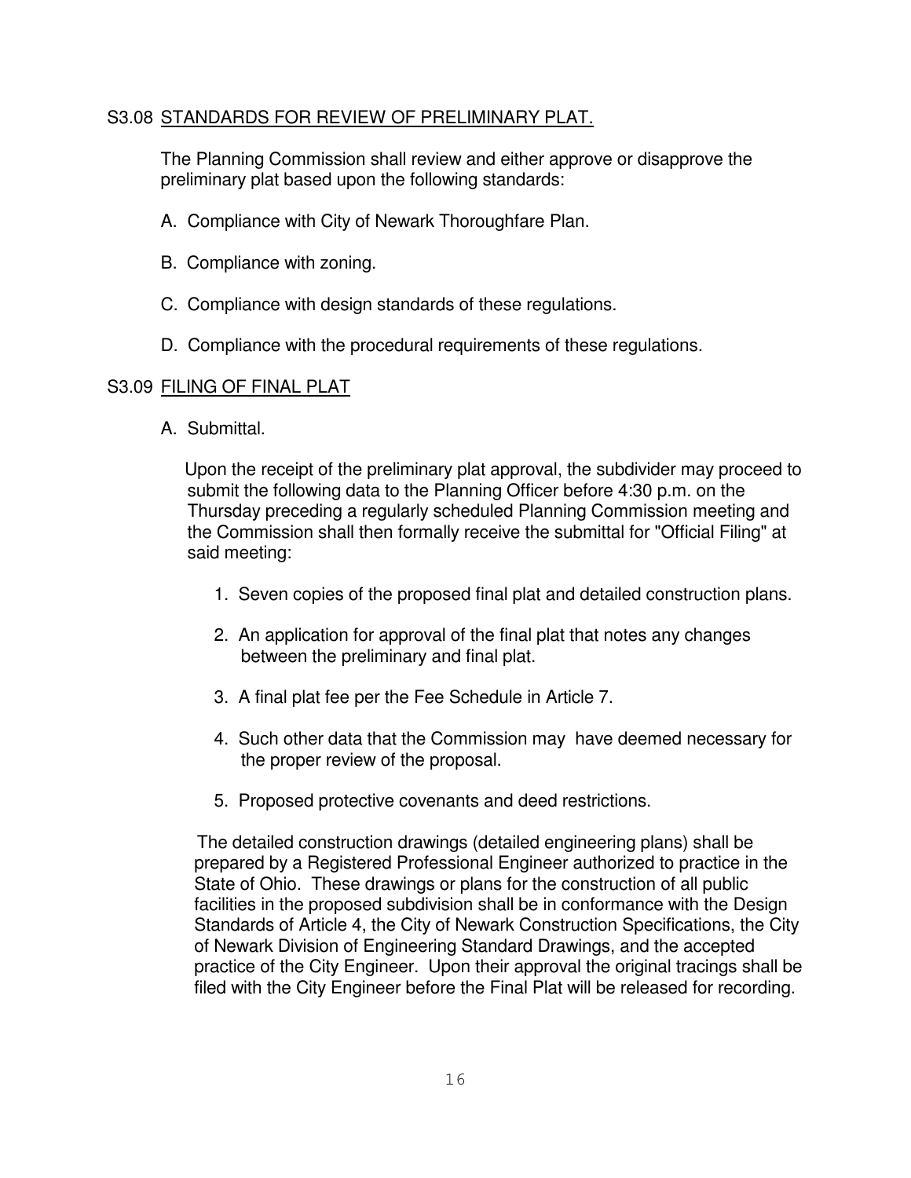## S3.08 STANDARDS FOR REVIEW OF PRELIMINARY PLAT.

The Planning Commission shall review and either approve or disapprove the preliminary plat based upon the following standards:

A. Compliance with City of Newark Thoroughfare Plan.

B. Compliance with zoning.

C. Compliance with design standards of these regulations.

D. Compliance with the procedural requirements of these regulations.

## S3.09 FILING OF FINAL PLAT

A. Submittal.

Upon the receipt of the preliminary plat approval, the subdivider may proceed to submit the following data to the Planning Officer before 4:30 p.m. on the Thursday preceding a regularly scheduled Planning Commission meeting and the Commission shall then formally receive the submittal for "Official Filing" at said meeting:

1. Seven copies of the proposed final plat and detailed construction plans.

2. An application for approval of the final plat that notes any changes between the preliminary and final plat.

3. A final plat fee per the Fee Schedule in Article 7.

4. Such other data that the Commission may have deemed necessary for the proper review of the proposal.

5. Proposed protective covenants and deed restrictions.

The detailed construction drawings (detailed engineering plans) shall be prepared by a Registered Professional Engineer authorized to practice in the State of Ohio. These drawings or plans for the construction of all public facilities in the proposed subdivision shall be in conformance with the Design Standards of Article 4, the City of Newark Construction Specifications, the City of Newark Division of Engineering Standard Drawings, and the accepted practice of the City Engineer. Upon their approval the original tracings shall be filed with the City Engineer before the Final Plat will be released for recording.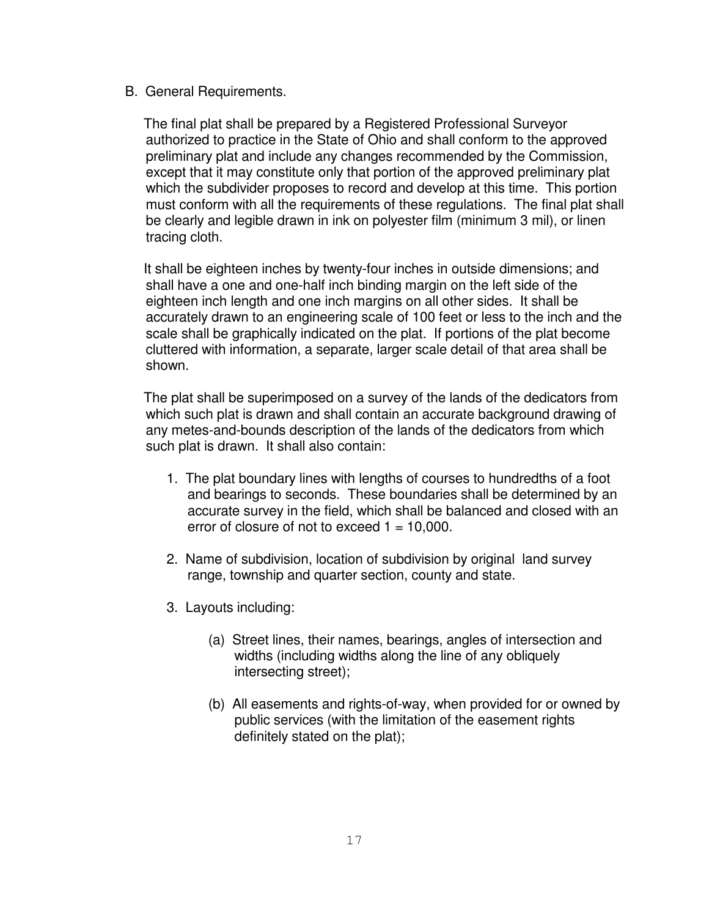B. General Requirements.

The final plat shall be prepared by a Registered Professional Surveyor authorized to practice in the State of Ohio and shall conform to the approved preliminary plat and include any changes recommended by the Commission, except that it may constitute only that portion of the approved preliminary plat which the subdivider proposes to record and develop at this time. This portion must conform with all the requirements of these regulations. The final plat shall be clearly and legible drawn in ink on polyester film (minimum 3 mil), or linen tracing cloth.

It shall be eighteen inches by twenty-four inches in outside dimensions; and shall have a one and one-half inch binding margin on the left side of the eighteen inch length and one inch margins on all other sides. It shall be accurately drawn to an engineering scale of 100 feet or less to the inch and the scale shall be graphically indicated on the plat. If portions of the plat become cluttered with information, a separate, larger scale detail of that area shall be shown.

The plat shall be superimposed on a survey of the lands of the dedicators from which such plat is drawn and shall contain an accurate background drawing of any metes-and-bounds description of the lands of the dedicators from which such plat is drawn. It shall also contain:

1. The plat boundary lines with lengths of courses to hundredths of a foot and bearings to seconds. These boundaries shall be determined by an accurate survey in the field, which shall be balanced and closed with an error of closure of not to exceed 1 = 10,000.

2. Name of subdivision, location of subdivision by original land survey range, township and quarter section, county and state.

3. Layouts including:

   (a) Street lines, their names, bearings, angles of intersection and widths (including widths along the line of any obliquely intersecting street);

   (b) All easements and rights-of-way, when provided for or owned by public services (with the limitation of the easement rights definitely stated on the plat);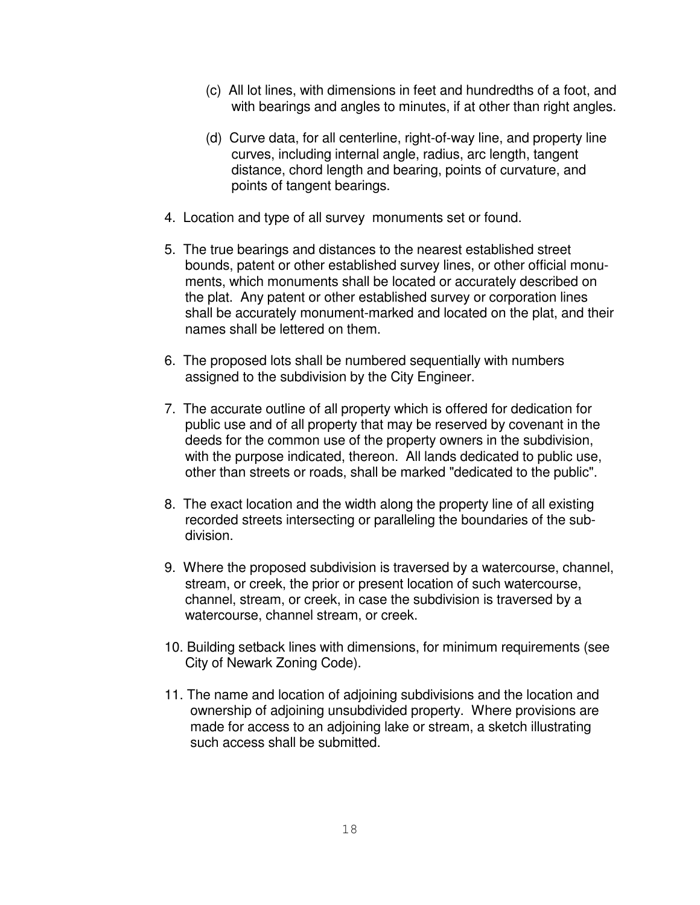(c) All lot lines, with dimensions in feet and hundredths of a foot, and with bearings and angles to minutes, if at other than right angles.

(d) Curve data, for all centerline, right-of-way line, and property line curves, including internal angle, radius, arc length, tangent distance, chord length and bearing, points of curvature, and points of tangent bearings.

4. Location and type of all survey monuments set or found.

5. The true bearings and distances to the nearest established street bounds, patent or other established survey lines, or other official monuments, which monuments shall be located or accurately described on the plat. Any patent or other established survey or corporation lines shall be accurately monument-marked and located on the plat, and their names shall be lettered on them.

6. The proposed lots shall be numbered sequentially with numbers assigned to the subdivision by the City Engineer.

7. The accurate outline of all property which is offered for dedication for public use and of all property that may be reserved by covenant in the deeds for the common use of the property owners in the subdivision, with the purpose indicated, thereon. All lands dedicated to public use, other than streets or roads, shall be marked "dedicated to the public".

8. The exact location and the width along the property line of all existing recorded streets intersecting or paralleling the boundaries of the subdivision.

9. Where the proposed subdivision is traversed by a watercourse, channel, stream, or creek, the prior or present location of such watercourse, channel, stream, or creek, in case the subdivision is traversed by a watercourse, channel stream, or creek.

10. Building setback lines with dimensions, for minimum requirements (see City of Newark Zoning Code).

11. The name and location of adjoining subdivisions and the location and ownership of adjoining unsubdivided property. Where provisions are made for access to an adjoining lake or stream, a sketch illustrating such access shall be submitted.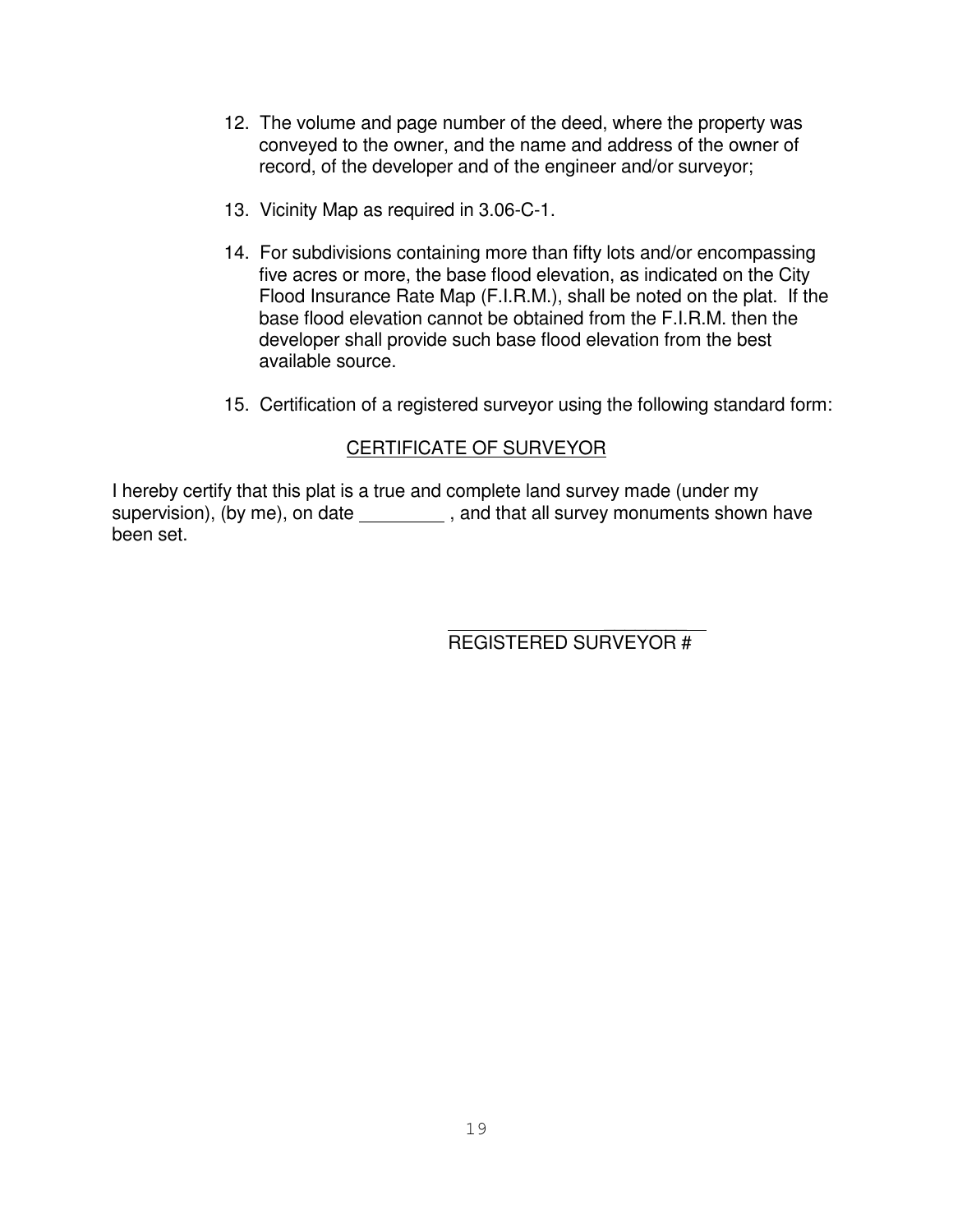12. The volume and page number of the deed, where the property was conveyed to the owner, and the name and address of the owner of record, of the developer and of the engineer and/or surveyor;

13. Vicinity Map as required in 3.06-C-1.

14. For subdivisions containing more than fifty lots and/or encompassing five acres or more, the base flood elevation, as indicated on the City Flood Insurance Rate Map (F.I.R.M.), shall be noted on the plat. If the base flood elevation cannot be obtained from the F.I.R.M. then the developer shall provide such base flood elevation from the best available source.

15. Certification of a registered surveyor using the following standard form:

<u>CERTIFICATE OF SURVEYOR</u>

I hereby certify that this plat is a true and complete land survey made (under my supervision), (by me), on date ________ , and that all survey monuments shown have been set.

_______________________

REGISTERED SURVEYOR #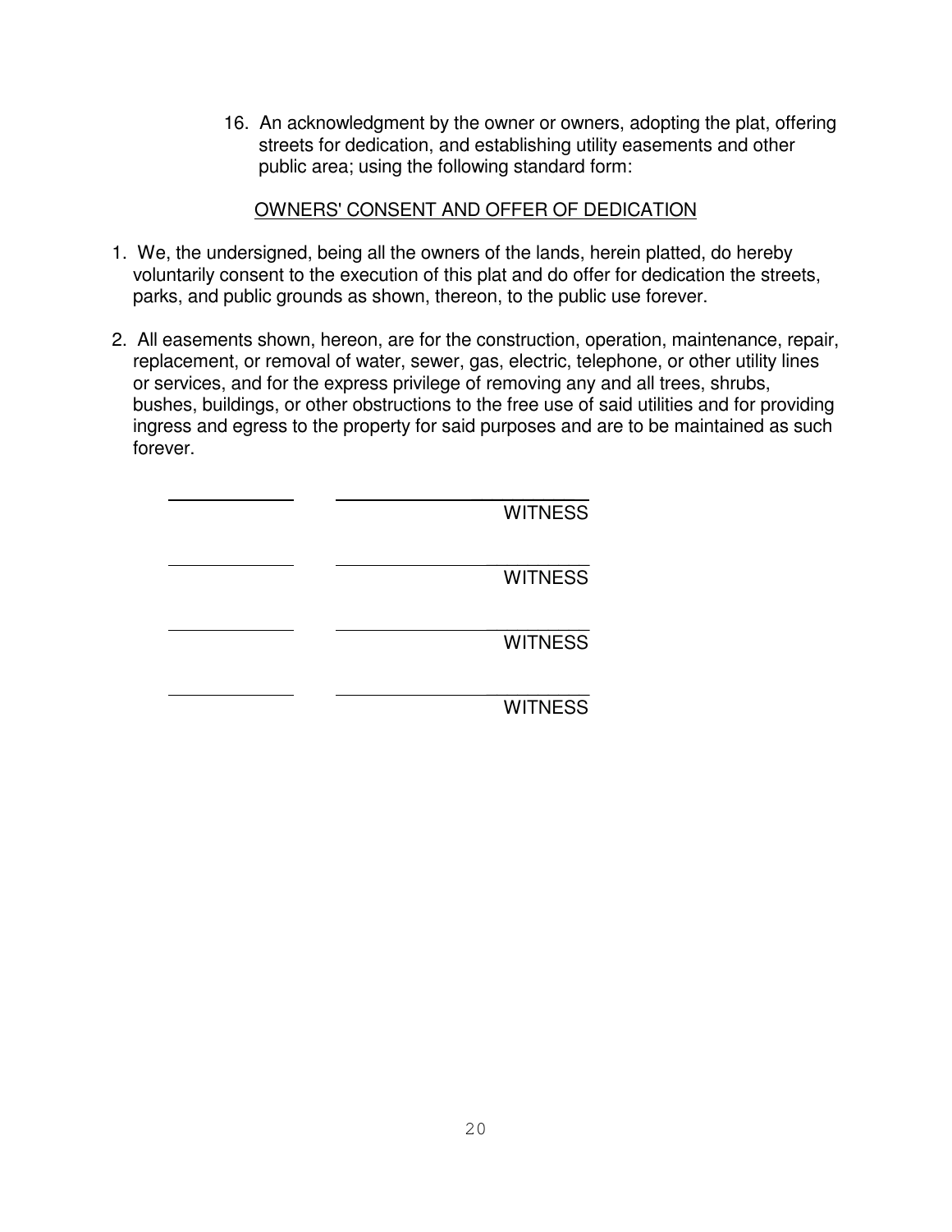16. An acknowledgment by the owner or owners, adopting the plat, offering streets for dedication, and establishing utility easements and other public area; using the following standard form:

<u>OWNERS' CONSENT AND OFFER OF DEDICATION</u>

1. We, the undersigned, being all the owners of the lands, herein platted, do hereby voluntarily consent to the execution of this plat and do offer for dedication the streets, parks, and public grounds as shown, thereon, to the public use forever.

2. All easements shown, hereon, are for the construction, operation, maintenance, repair, replacement, or removal of water, sewer, gas, electric, telephone, or other utility lines or services, and for the express privilege of removing any and all trees, shrubs, bushes, buildings, or other obstructions to the free use of said utilities and for providing ingress and egress to the property for said purposes and are to be maintained as such forever.

\_\_\_\_\_\_\_\_\_\_\_\_ \_\_\_\_\_\_\_\_\_\_\_\_\_\_\_\_\_\_\_\_\_\_
WITNESS

\_\_\_\_\_\_\_\_\_\_\_\_ \_\_\_\_\_\_\_\_\_\_\_\_\_\_\_\_\_\_\_\_\_\_
WITNESS

\_\_\_\_\_\_\_\_\_\_\_\_ \_\_\_\_\_\_\_\_\_\_\_\_\_\_\_\_\_\_\_\_\_\_
WITNESS

\_\_\_\_\_\_\_\_\_\_\_\_ \_\_\_\_\_\_\_\_\_\_\_\_\_\_\_\_\_\_\_\_\_\_
WITNESS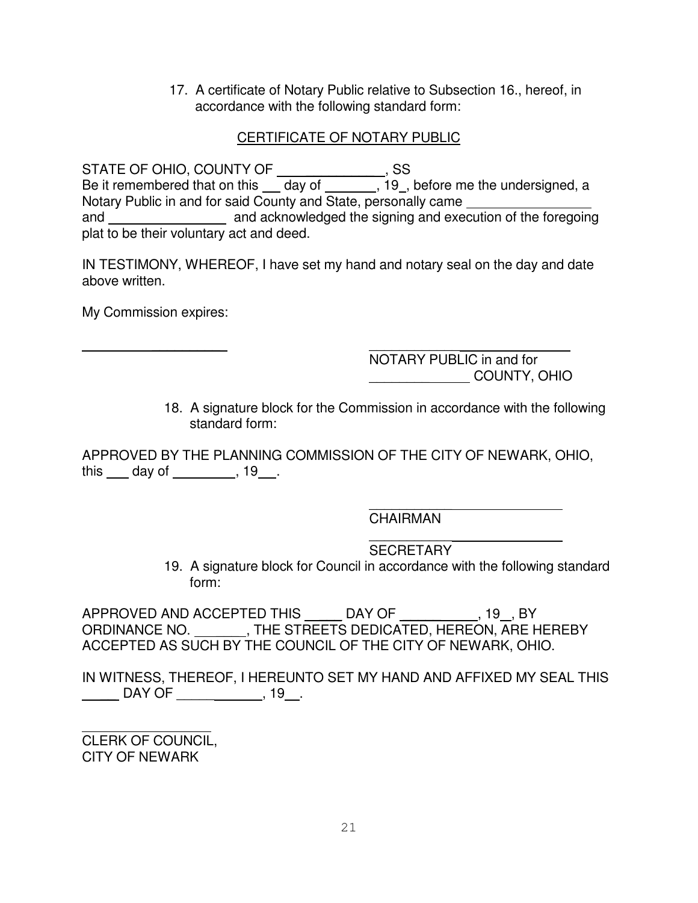17. A certificate of Notary Public relative to Subsection 16., hereof, in accordance with the following standard form:

CERTIFICATE OF NOTARY PUBLIC

STATE OF OHIO, COUNTY OF ______________, SS
Be it remembered that on this ___ day of _______, 19_, before me the undersigned, a Notary Public in and for said County and State, personally came ________________ and ________________ and acknowledged the signing and execution of the foregoing plat to be their voluntary act and deed.

IN TESTIMONY, WHEREOF, I have set my hand and notary seal on the day and date above written.

My Commission expires:

______________________ ______________________
NOTARY PUBLIC in and for
_____________ COUNTY, OHIO

18. A signature block for the Commission in accordance with the following standard form:

APPROVED BY THE PLANNING COMMISSION OF THE CITY OF NEWARK, OHIO, this ___ day of ________, 19__.

______________________
CHAIRMAN

______________________
SECRETARY

19. A signature block for Council in accordance with the following standard form:

APPROVED AND ACCEPTED THIS _____ DAY OF __________, 19__, BY ORDINANCE NO. _______, THE STREETS DEDICATED, HEREON, ARE HEREBY ACCEPTED AS SUCH BY THE COUNCIL OF THE CITY OF NEWARK, OHIO.

IN WITNESS, THEREOF, I HEREUNTO SET MY HAND AND AFFIXED MY SEAL THIS _____ DAY OF ____________, 19__.

_________________
CLERK OF COUNCIL,
CITY OF NEWARK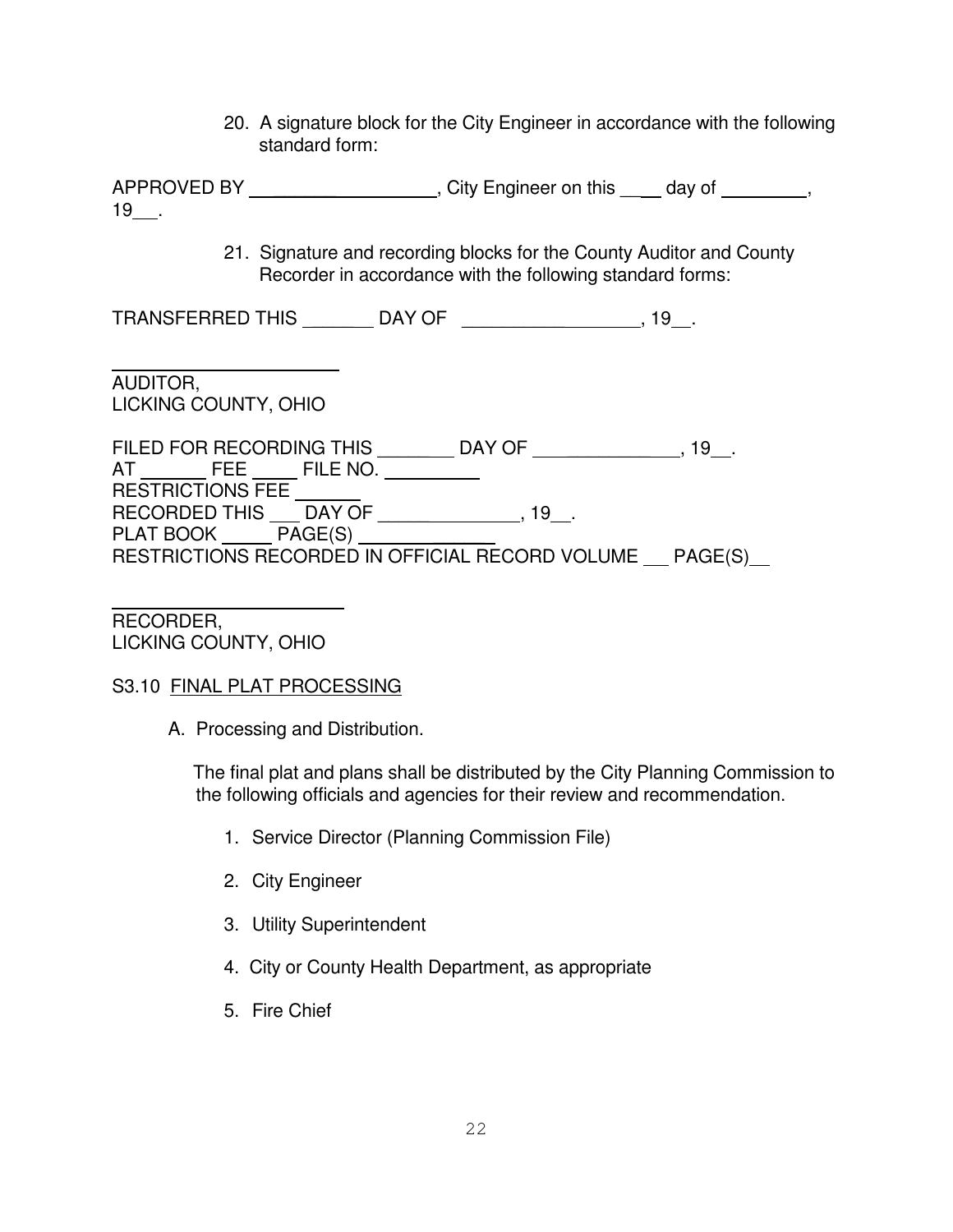20. A signature block for the City Engineer in accordance with the following standard form:

APPROVED BY ____________________, City Engineer on this _____ day of __________, 19___.

21. Signature and recording blocks for the County Auditor and County Recorder in accordance with the following standard forms:

TRANSFERRED THIS ________ DAY OF ___________________, 19__.

________________________
AUDITOR,
LICKING COUNTY, OHIO

FILED FOR RECORDING THIS ________ DAY OF _______________, 19__.
AT _______ FEE _____ FILE NO. __________
RESTRICTIONS FEE _______
RECORDED THIS ___ DAY OF ______________, 19__.
PLAT BOOK _____ PAGE(S) ______________
RESTRICTIONS RECORDED IN OFFICIAL RECORD VOLUME ___ PAGE(S)___

________________________
RECORDER,
LICKING COUNTY, OHIO

S3.10 FINAL PLAT PROCESSING

A. Processing and Distribution.

The final plat and plans shall be distributed by the City Planning Commission to the following officials and agencies for their review and recommendation.

1. Service Director (Planning Commission File)
2. City Engineer
3. Utility Superintendent
4. City or County Health Department, as appropriate
5. Fire Chief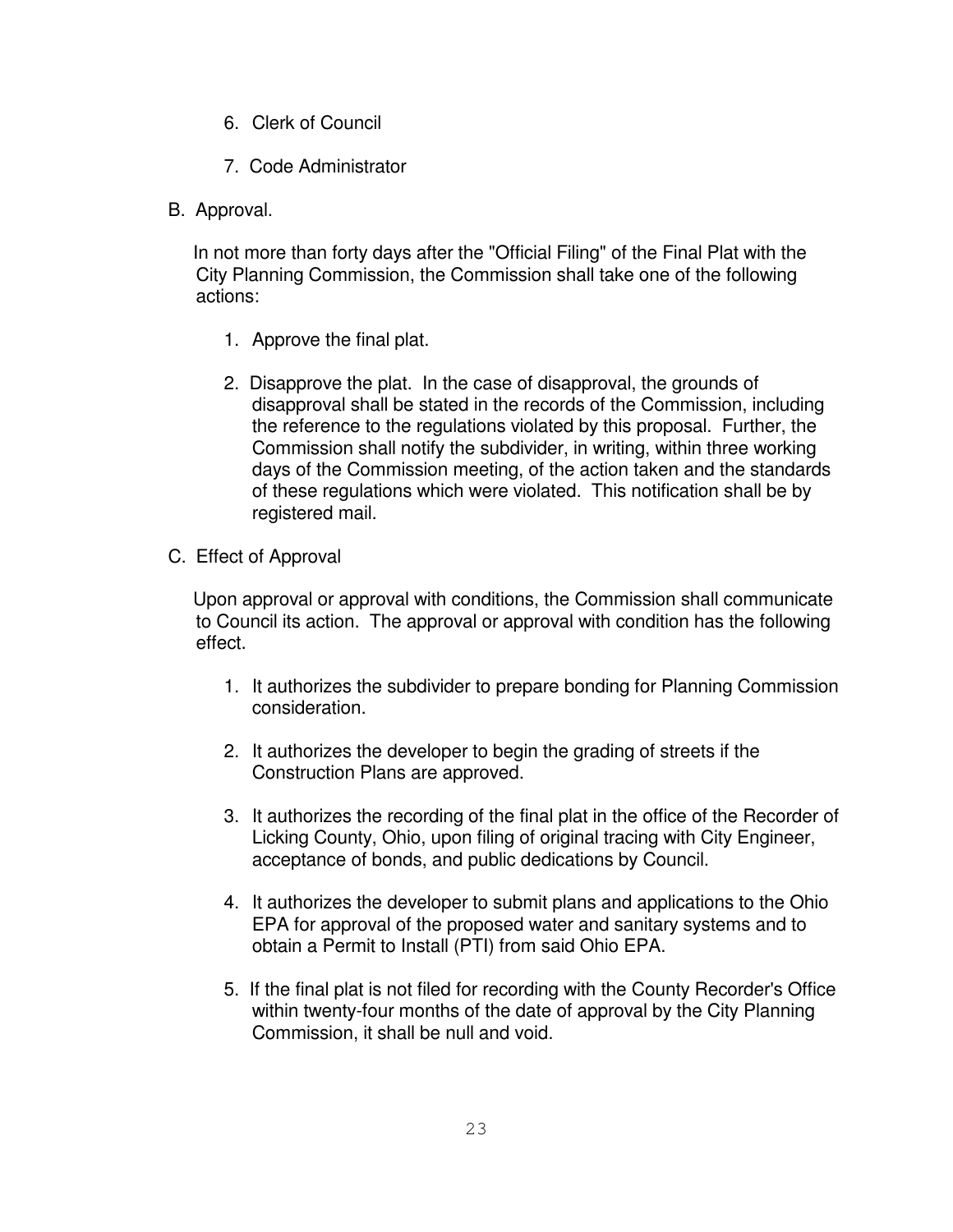6. Clerk of Council

7. Code Administrator

B. Approval.

In not more than forty days after the "Official Filing" of the Final Plat with the City Planning Commission, the Commission shall take one of the following actions:

1. Approve the final plat.

2. Disapprove the plat. In the case of disapproval, the grounds of disapproval shall be stated in the records of the Commission, including the reference to the regulations violated by this proposal. Further, the Commission shall notify the subdivider, in writing, within three working days of the Commission meeting, of the action taken and the standards of these regulations which were violated. This notification shall be by registered mail.

C. Effect of Approval

Upon approval or approval with conditions, the Commission shall communicate to Council its action. The approval or approval with condition has the following effect.

1. It authorizes the subdivider to prepare bonding for Planning Commission consideration.

2. It authorizes the developer to begin the grading of streets if the Construction Plans are approved.

3. It authorizes the recording of the final plat in the office of the Recorder of Licking County, Ohio, upon filing of original tracing with City Engineer, acceptance of bonds, and public dedications by Council.

4. It authorizes the developer to submit plans and applications to the Ohio EPA for approval of the proposed water and sanitary systems and to obtain a Permit to Install (PTI) from said Ohio EPA.

5. If the final plat is not filed for recording with the County Recorder's Office within twenty-four months of the date of approval by the City Planning Commission, it shall be null and void.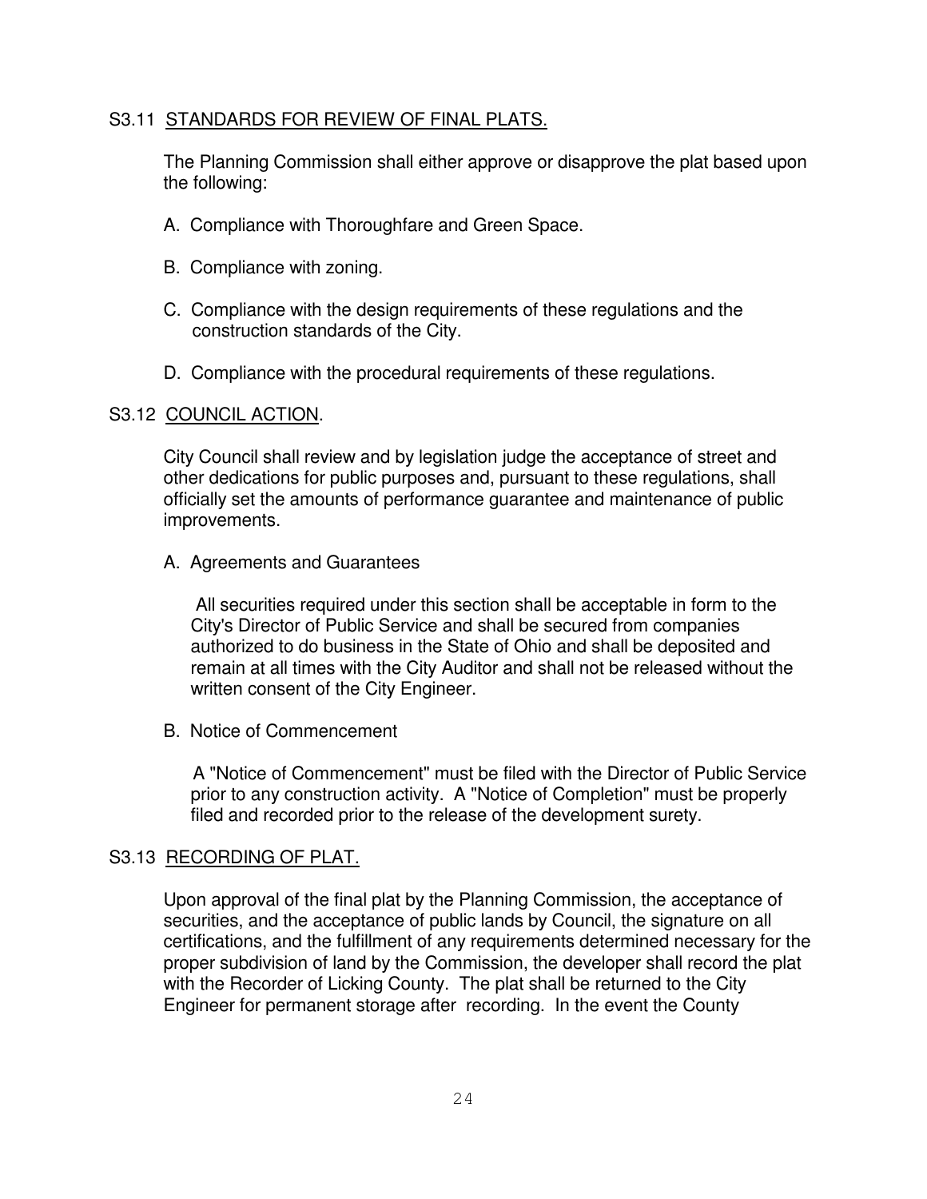## S3.11 STANDARDS FOR REVIEW OF FINAL PLATS.

The Planning Commission shall either approve or disapprove the plat based upon the following:

A. Compliance with Thoroughfare and Green Space.

B. Compliance with zoning.

C. Compliance with the design requirements of these regulations and the construction standards of the City.

D. Compliance with the procedural requirements of these regulations.

## S3.12 COUNCIL ACTION.

City Council shall review and by legislation judge the acceptance of street and other dedications for public purposes and, pursuant to these regulations, shall officially set the amounts of performance guarantee and maintenance of public improvements.

A. Agreements and Guarantees

All securities required under this section shall be acceptable in form to the City's Director of Public Service and shall be secured from companies authorized to do business in the State of Ohio and shall be deposited and remain at all times with the City Auditor and shall not be released without the written consent of the City Engineer.

B. Notice of Commencement

A "Notice of Commencement" must be filed with the Director of Public Service prior to any construction activity. A "Notice of Completion" must be properly filed and recorded prior to the release of the development surety.

## S3.13 RECORDING OF PLAT.

Upon approval of the final plat by the Planning Commission, the acceptance of securities, and the acceptance of public lands by Council, the signature on all certifications, and the fulfillment of any requirements determined necessary for the proper subdivision of land by the Commission, the developer shall record the plat with the Recorder of Licking County. The plat shall be returned to the City Engineer for permanent storage after recording. In the event the County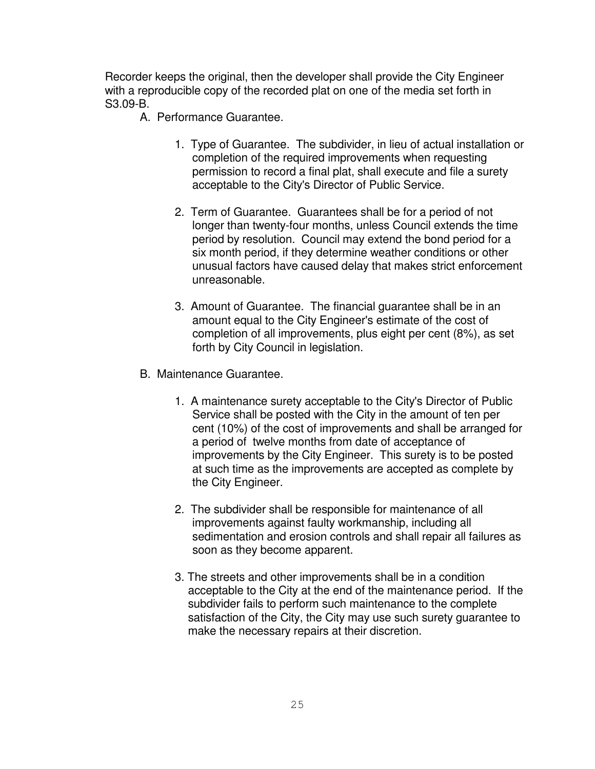Recorder keeps the original, then the developer shall provide the City Engineer with a reproducible copy of the recorded plat on one of the media set forth in S3.09-B.

A. Performance Guarantee.

1. Type of Guarantee. The subdivider, in lieu of actual installation or completion of the required improvements when requesting permission to record a final plat, shall execute and file a surety acceptable to the City's Director of Public Service.

2. Term of Guarantee. Guarantees shall be for a period of not longer than twenty-four months, unless Council extends the time period by resolution. Council may extend the bond period for a six month period, if they determine weather conditions or other unusual factors have caused delay that makes strict enforcement unreasonable.

3. Amount of Guarantee. The financial guarantee shall be in an amount equal to the City Engineer's estimate of the cost of completion of all improvements, plus eight per cent (8%), as set forth by City Council in legislation.

B. Maintenance Guarantee.

1. A maintenance surety acceptable to the City's Director of Public Service shall be posted with the City in the amount of ten per cent (10%) of the cost of improvements and shall be arranged for a period of twelve months from date of acceptance of improvements by the City Engineer. This surety is to be posted at such time as the improvements are accepted as complete by the City Engineer.

2. The subdivider shall be responsible for maintenance of all improvements against faulty workmanship, including all sedimentation and erosion controls and shall repair all failures as soon as they become apparent.

3. The streets and other improvements shall be in a condition acceptable to the City at the end of the maintenance period. If the subdivider fails to perform such maintenance to the complete satisfaction of the City, the City may use such surety guarantee to make the necessary repairs at their discretion.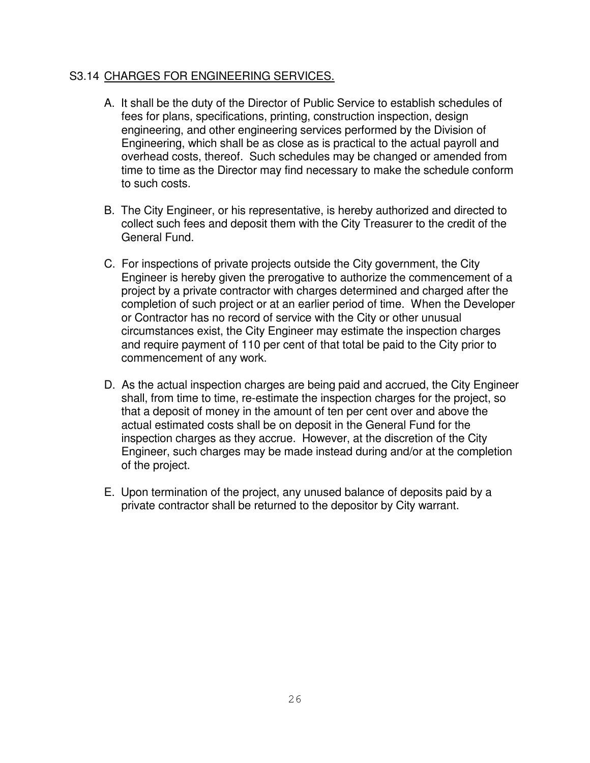## S3.14 CHARGES FOR ENGINEERING SERVICES.

A. It shall be the duty of the Director of Public Service to establish schedules of fees for plans, specifications, printing, construction inspection, design engineering, and other engineering services performed by the Division of Engineering, which shall be as close as is practical to the actual payroll and overhead costs, thereof. Such schedules may be changed or amended from time to time as the Director may find necessary to make the schedule conform to such costs.

B. The City Engineer, or his representative, is hereby authorized and directed to collect such fees and deposit them with the City Treasurer to the credit of the General Fund.

C. For inspections of private projects outside the City government, the City Engineer is hereby given the prerogative to authorize the commencement of a project by a private contractor with charges determined and charged after the completion of such project or at an earlier period of time. When the Developer or Contractor has no record of service with the City or other unusual circumstances exist, the City Engineer may estimate the inspection charges and require payment of 110 per cent of that total be paid to the City prior to commencement of any work.

D. As the actual inspection charges are being paid and accrued, the City Engineer shall, from time to time, re-estimate the inspection charges for the project, so that a deposit of money in the amount of ten per cent over and above the actual estimated costs shall be on deposit in the General Fund for the inspection charges as they accrue. However, at the discretion of the City Engineer, such charges may be made instead during and/or at the completion of the project.

E. Upon termination of the project, any unused balance of deposits paid by a private contractor shall be returned to the depositor by City warrant.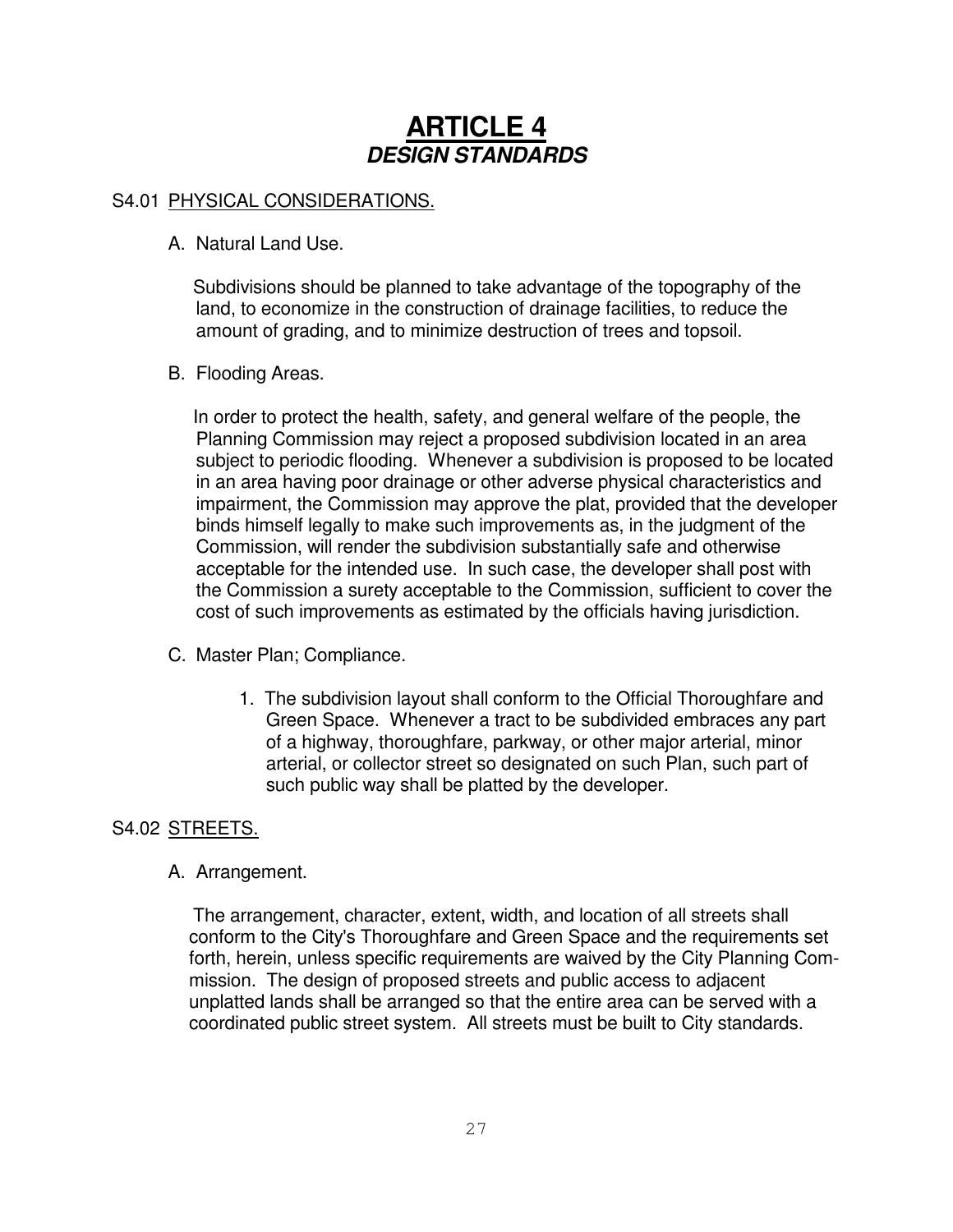# ARTICLE 4
## *DESIGN STANDARDS*

S4.01 PHYSICAL CONSIDERATIONS.

A. Natural Land Use.

Subdivisions should be planned to take advantage of the topography of the land, to economize in the construction of drainage facilities, to reduce the amount of grading, and to minimize destruction of trees and topsoil.

B. Flooding Areas.

In order to protect the health, safety, and general welfare of the people, the Planning Commission may reject a proposed subdivision located in an area subject to periodic flooding. Whenever a subdivision is proposed to be located in an area having poor drainage or other adverse physical characteristics and impairment, the Commission may approve the plat, provided that the developer binds himself legally to make such improvements as, in the judgment of the Commission, will render the subdivision substantially safe and otherwise acceptable for the intended use. In such case, the developer shall post with the Commission a surety acceptable to the Commission, sufficient to cover the cost of such improvements as estimated by the officials having jurisdiction.

C. Master Plan; Compliance.

1. The subdivision layout shall conform to the Official Thoroughfare and Green Space. Whenever a tract to be subdivided embraces any part of a highway, thoroughfare, parkway, or other major arterial, minor arterial, or collector street so designated on such Plan, such part of such public way shall be platted by the developer.

S4.02 STREETS.

A. Arrangement.

The arrangement, character, extent, width, and location of all streets shall conform to the City's Thoroughfare and Green Space and the requirements set forth, herein, unless specific requirements are waived by the City Planning Commission. The design of proposed streets and public access to adjacent unplatted lands shall be arranged so that the entire area can be served with a coordinated public street system. All streets must be built to City standards.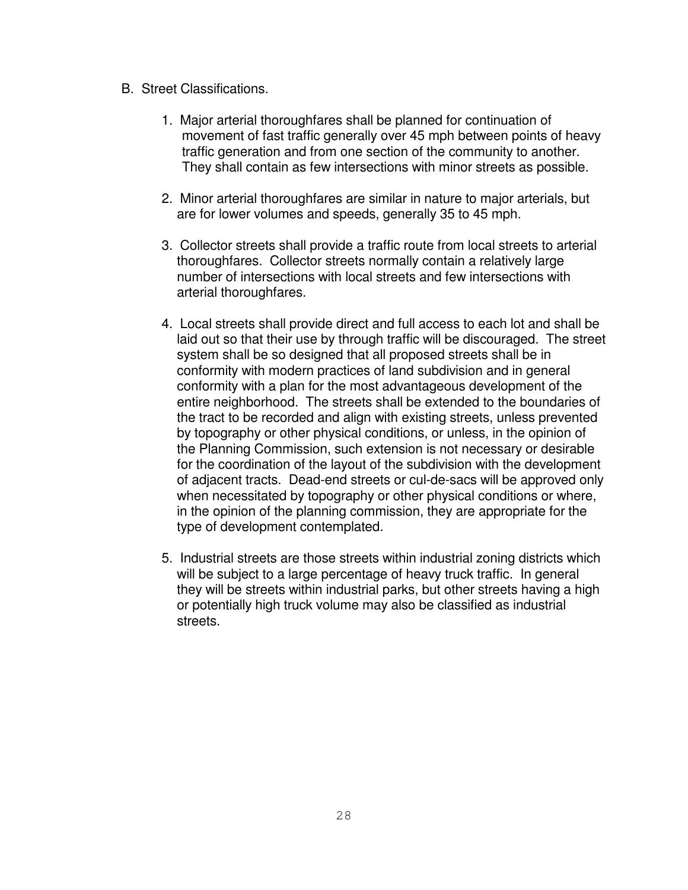B. Street Classifications.

1. Major arterial thoroughfares shall be planned for continuation of movement of fast traffic generally over 45 mph between points of heavy traffic generation and from one section of the community to another. They shall contain as few intersections with minor streets as possible.

2. Minor arterial thoroughfares are similar in nature to major arterials, but are for lower volumes and speeds, generally 35 to 45 mph.

3. Collector streets shall provide a traffic route from local streets to arterial thoroughfares. Collector streets normally contain a relatively large number of intersections with local streets and few intersections with arterial thoroughfares.

4. Local streets shall provide direct and full access to each lot and shall be laid out so that their use by through traffic will be discouraged. The street system shall be so designed that all proposed streets shall be in conformity with modern practices of land subdivision and in general conformity with a plan for the most advantageous development of the entire neighborhood. The streets shall be extended to the boundaries of the tract to be recorded and align with existing streets, unless prevented by topography or other physical conditions, or unless, in the opinion of the Planning Commission, such extension is not necessary or desirable for the coordination of the layout of the subdivision with the development of adjacent tracts. Dead-end streets or cul-de-sacs will be approved only when necessitated by topography or other physical conditions or where, in the opinion of the planning commission, they are appropriate for the type of development contemplated.

5. Industrial streets are those streets within industrial zoning districts which will be subject to a large percentage of heavy truck traffic. In general they will be streets within industrial parks, but other streets having a high or potentially high truck volume may also be classified as industrial streets.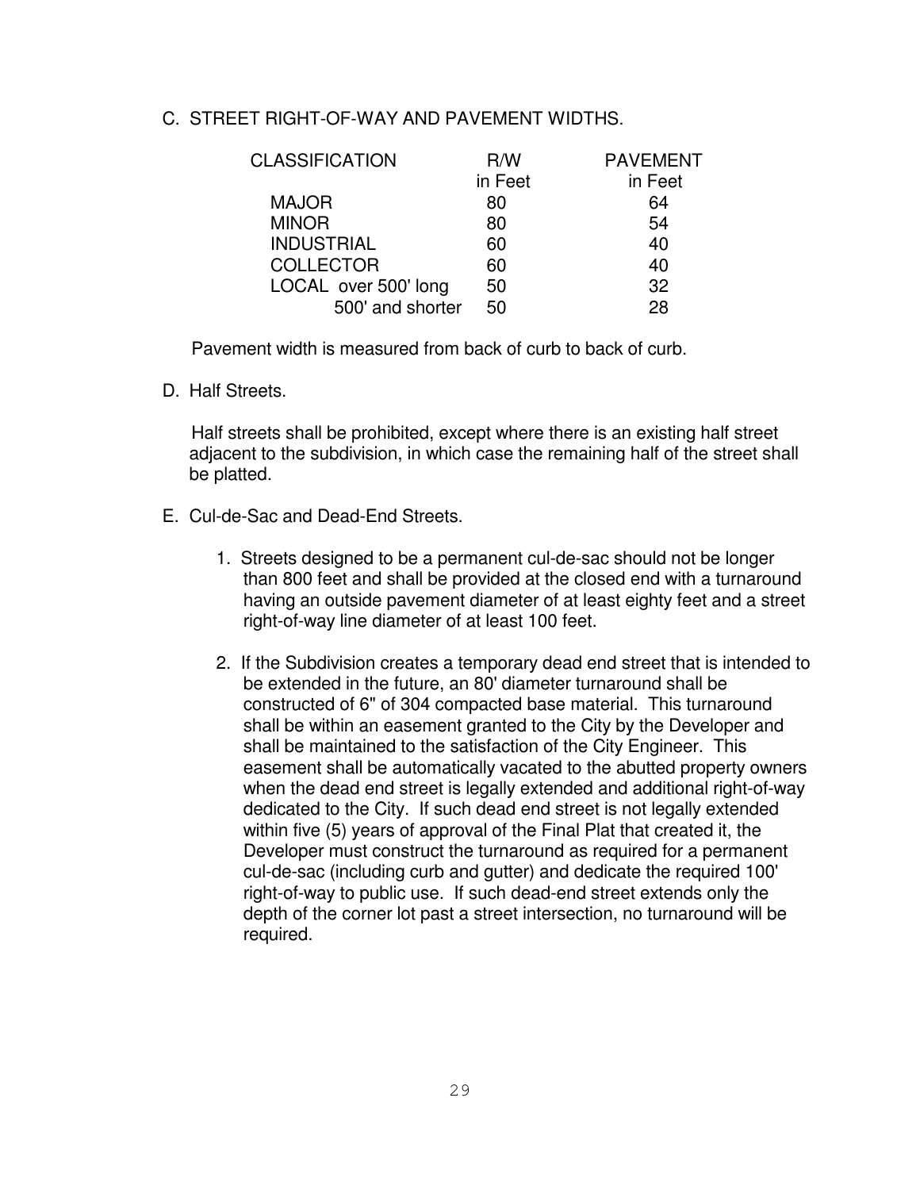C. STREET RIGHT-OF-WAY AND PAVEMENT WIDTHS.

| CLASSIFICATION | R/W in Feet | PAVEMENT in Feet |
|---|---|---|
| MAJOR | 80 | 64 |
| MINOR | 80 | 54 |
| INDUSTRIAL | 60 | 40 |
| COLLECTOR | 60 | 40 |
| LOCAL over 500' long | 50 | 32 |
| 500' and shorter | 50 | 28 |

Pavement width is measured from back of curb to back of curb.

D. Half Streets.

Half streets shall be prohibited, except where there is an existing half street adjacent to the subdivision, in which case the remaining half of the street shall be platted.

E. Cul-de-Sac and Dead-End Streets.

1. Streets designed to be a permanent cul-de-sac should not be longer than 800 feet and shall be provided at the closed end with a turnaround having an outside pavement diameter of at least eighty feet and a street right-of-way line diameter of at least 100 feet.

2. If the Subdivision creates a temporary dead end street that is intended to be extended in the future, an 80' diameter turnaround shall be constructed of 6" of 304 compacted base material. This turnaround shall be within an easement granted to the City by the Developer and shall be maintained to the satisfaction of the City Engineer. This easement shall be automatically vacated to the abutted property owners when the dead end street is legally extended and additional right-of-way dedicated to the City. If such dead end street is not legally extended within five (5) years of approval of the Final Plat that created it, the Developer must construct the turnaround as required for a permanent cul-de-sac (including curb and gutter) and dedicate the required 100' right-of-way to public use. If such dead-end street extends only the depth of the corner lot past a street intersection, no turnaround will be required.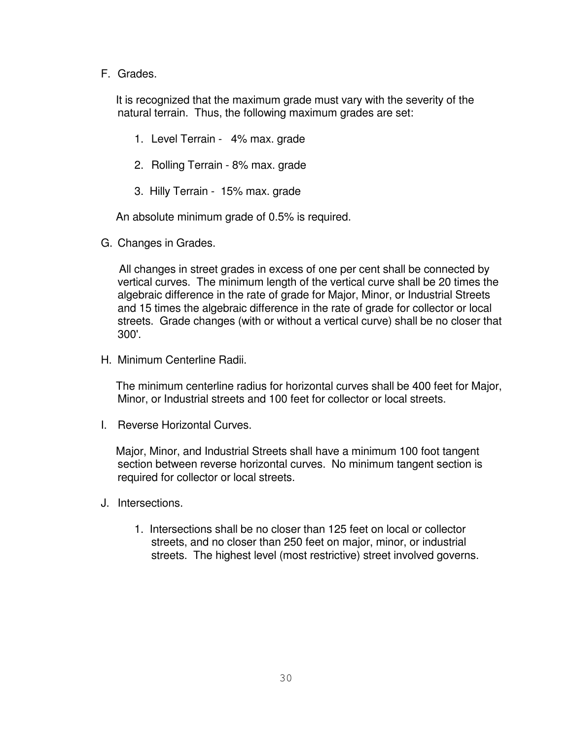F. Grades.

It is recognized that the maximum grade must vary with the severity of the natural terrain. Thus, the following maximum grades are set:

1. Level Terrain - 4% max. grade

2. Rolling Terrain - 8% max. grade

3. Hilly Terrain - 15% max. grade

An absolute minimum grade of 0.5% is required.

G. Changes in Grades.

All changes in street grades in excess of one per cent shall be connected by vertical curves. The minimum length of the vertical curve shall be 20 times the algebraic difference in the rate of grade for Major, Minor, or Industrial Streets and 15 times the algebraic difference in the rate of grade for collector or local streets. Grade changes (with or without a vertical curve) shall be no closer that 300'.

H. Minimum Centerline Radii.

The minimum centerline radius for horizontal curves shall be 400 feet for Major, Minor, or Industrial streets and 100 feet for collector or local streets.

I. Reverse Horizontal Curves.

Major, Minor, and Industrial Streets shall have a minimum 100 foot tangent section between reverse horizontal curves. No minimum tangent section is required for collector or local streets.

J. Intersections.

1. Intersections shall be no closer than 125 feet on local or collector streets, and no closer than 250 feet on major, minor, or industrial streets. The highest level (most restrictive) street involved governs.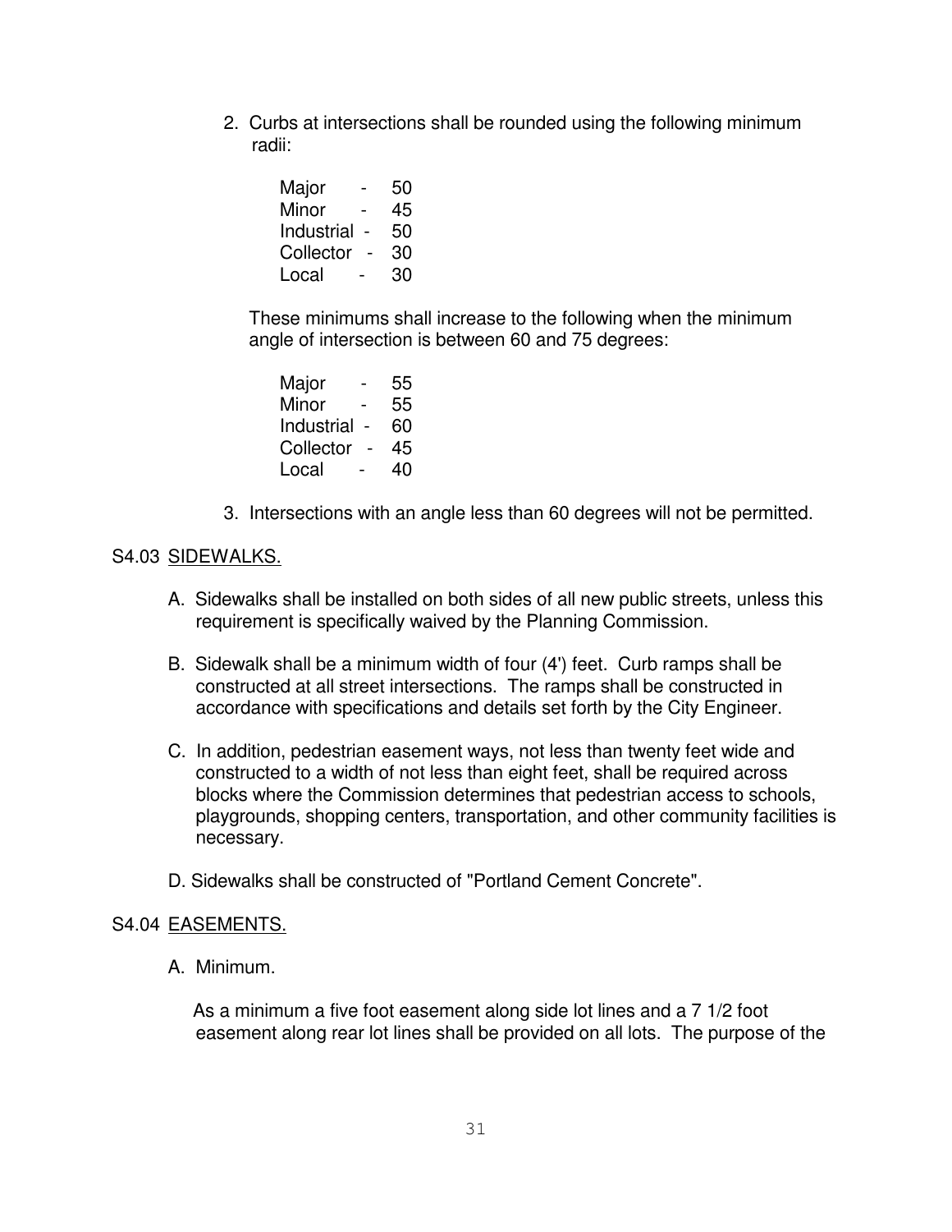2. Curbs at intersections shall be rounded using the following minimum radii:

   Major - 50
   Minor - 45
   Industrial - 50
   Collector - 30
   Local - 30

   These minimums shall increase to the following when the minimum angle of intersection is between 60 and 75 degrees:

   Major - 55
   Minor - 55
   Industrial - 60
   Collector - 45
   Local - 40

3. Intersections with an angle less than 60 degrees will not be permitted.

## S4.03 SIDEWALKS.

A. Sidewalks shall be installed on both sides of all new public streets, unless this requirement is specifically waived by the Planning Commission.

B. Sidewalk shall be a minimum width of four (4') feet. Curb ramps shall be constructed at all street intersections. The ramps shall be constructed in accordance with specifications and details set forth by the City Engineer.

C. In addition, pedestrian easement ways, not less than twenty feet wide and constructed to a width of not less than eight feet, shall be required across blocks where the Commission determines that pedestrian access to schools, playgrounds, shopping centers, transportation, and other community facilities is necessary.

D. Sidewalks shall be constructed of "Portland Cement Concrete".

## S4.04 EASEMENTS.

A. Minimum.

   As a minimum a five foot easement along side lot lines and a 7 1/2 foot easement along rear lot lines shall be provided on all lots. The purpose of the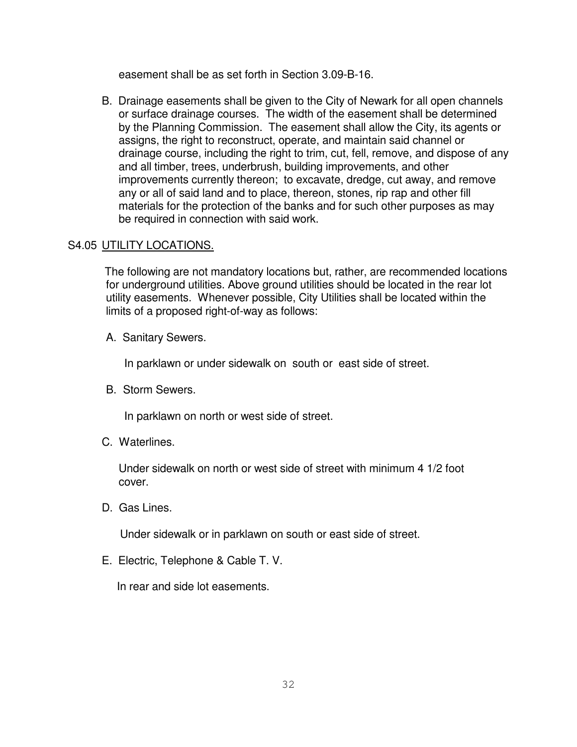easement shall be as set forth in Section 3.09-B-16.

B. Drainage easements shall be given to the City of Newark for all open channels or surface drainage courses. The width of the easement shall be determined by the Planning Commission. The easement shall allow the City, its agents or assigns, the right to reconstruct, operate, and maintain said channel or drainage course, including the right to trim, cut, fell, remove, and dispose of any and all timber, trees, underbrush, building improvements, and other improvements currently thereon; to excavate, dredge, cut away, and remove any or all of said land and to place, thereon, stones, rip rap and other fill materials for the protection of the banks and for such other purposes as may be required in connection with said work.

## S4.05 UTILITY LOCATIONS.

The following are not mandatory locations but, rather, are recommended locations for underground utilities. Above ground utilities should be located in the rear lot utility easements. Whenever possible, City Utilities shall be located within the limits of a proposed right-of-way as follows:

A. Sanitary Sewers.

In parklawn or under sidewalk on south or east side of street.

B. Storm Sewers.

In parklawn on north or west side of street.

C. Waterlines.

Under sidewalk on north or west side of street with minimum 4 1/2 foot cover.

D. Gas Lines.

Under sidewalk or in parklawn on south or east side of street.

E. Electric, Telephone & Cable T. V.

In rear and side lot easements.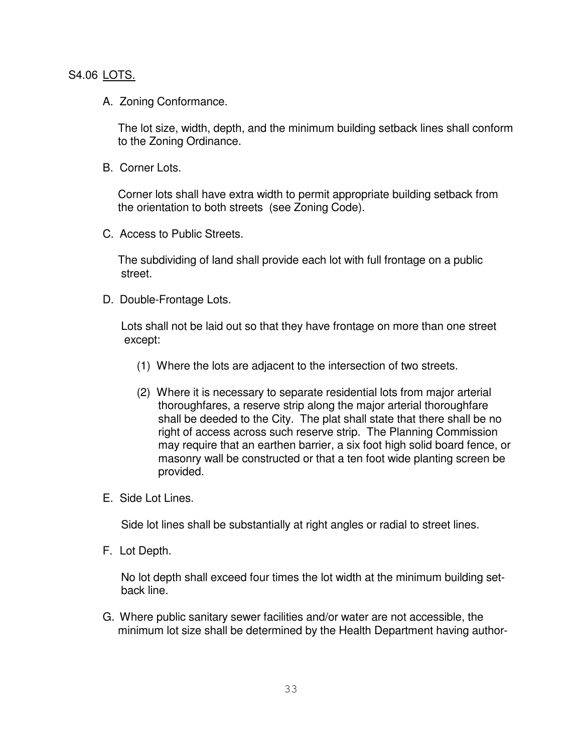## S4.06 LOTS.

A. Zoning Conformance.

The lot size, width, depth, and the minimum building setback lines shall conform to the Zoning Ordinance.

B. Corner Lots.

Corner lots shall have extra width to permit appropriate building setback from the orientation to both streets (see Zoning Code).

C. Access to Public Streets.

The subdividing of land shall provide each lot with full frontage on a public street.

D. Double-Frontage Lots.

Lots shall not be laid out so that they have frontage on more than one street except:

(1) Where the lots are adjacent to the intersection of two streets.

(2) Where it is necessary to separate residential lots from major arterial thoroughfares, a reserve strip along the major arterial thoroughfare shall be deeded to the City. The plat shall state that there shall be no right of access across such reserve strip. The Planning Commission may require that an earthen barrier, a six foot high solid board fence, or masonry wall be constructed or that a ten foot wide planting screen be provided.

E. Side Lot Lines.

Side lot lines shall be substantially at right angles or radial to street lines.

F. Lot Depth.

No lot depth shall exceed four times the lot width at the minimum building set-back line.

G. Where public sanitary sewer facilities and/or water are not accessible, the minimum lot size shall be determined by the Health Department having author-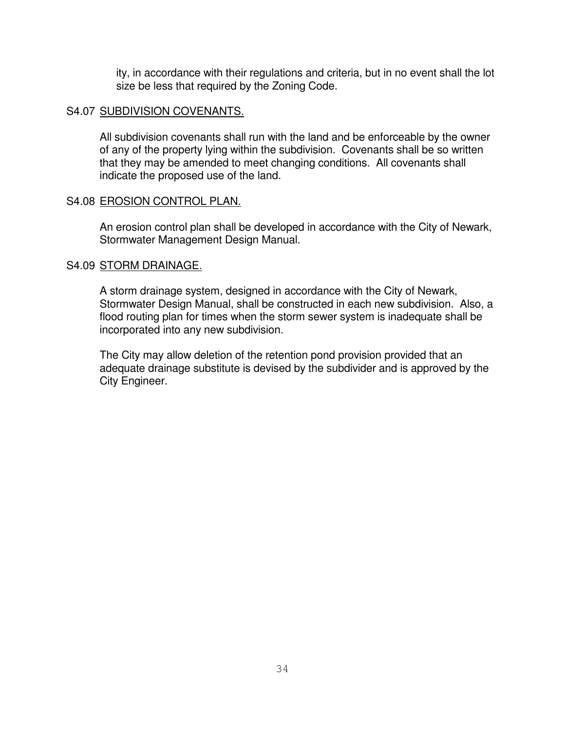ity, in accordance with their regulations and criteria, but in no event shall the lot size be less that required by the Zoning Code.

S4.07 <u>SUBDIVISION COVENANTS.</u>

All subdivision covenants shall run with the land and be enforceable by the owner of any of the property lying within the subdivision. Covenants shall be so written that they may be amended to meet changing conditions. All covenants shall indicate the proposed use of the land.

S4.08 <u>EROSION CONTROL PLAN.</u>

An erosion control plan shall be developed in accordance with the City of Newark, Stormwater Management Design Manual.

S4.09 <u>STORM DRAINAGE.</u>

A storm drainage system, designed in accordance with the City of Newark, Stormwater Design Manual, shall be constructed in each new subdivision. Also, a flood routing plan for times when the storm sewer system is inadequate shall be incorporated into any new subdivision.

The City may allow deletion of the retention pond provision provided that an adequate drainage substitute is devised by the subdivider and is approved by the City Engineer.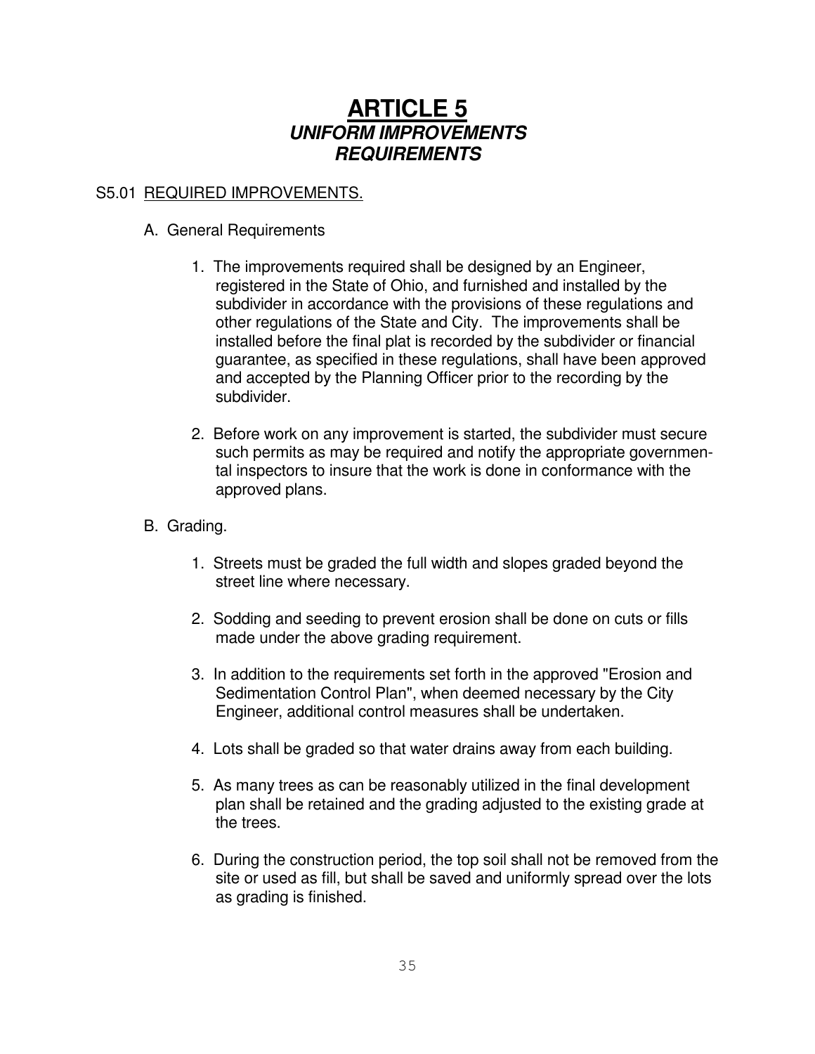# ARTICLE 5
## *UNIFORM IMPROVEMENTS REQUIREMENTS*

S5.01 REQUIRED IMPROVEMENTS.

A. General Requirements

1. The improvements required shall be designed by an Engineer, registered in the State of Ohio, and furnished and installed by the subdivider in accordance with the provisions of these regulations and other regulations of the State and City. The improvements shall be installed before the final plat is recorded by the subdivider or financial guarantee, as specified in these regulations, shall have been approved and accepted by the Planning Officer prior to the recording by the subdivider.

2. Before work on any improvement is started, the subdivider must secure such permits as may be required and notify the appropriate governmental inspectors to insure that the work is done in conformance with the approved plans.

B. Grading.

1. Streets must be graded the full width and slopes graded beyond the street line where necessary.

2. Sodding and seeding to prevent erosion shall be done on cuts or fills made under the above grading requirement.

3. In addition to the requirements set forth in the approved "Erosion and Sedimentation Control Plan", when deemed necessary by the City Engineer, additional control measures shall be undertaken.

4. Lots shall be graded so that water drains away from each building.

5. As many trees as can be reasonably utilized in the final development plan shall be retained and the grading adjusted to the existing grade at the trees.

6. During the construction period, the top soil shall not be removed from the site or used as fill, but shall be saved and uniformly spread over the lots as grading is finished.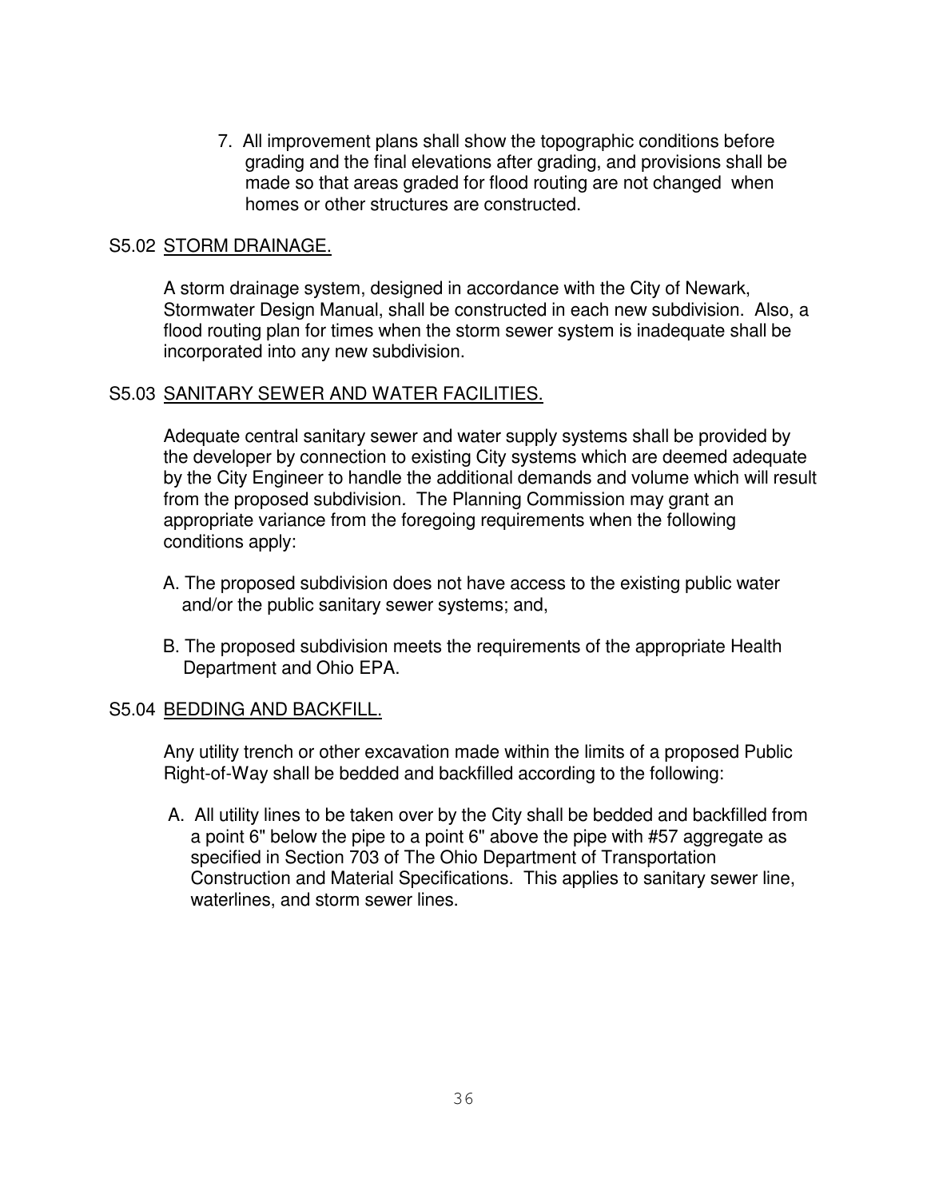7. All improvement plans shall show the topographic conditions before grading and the final elevations after grading, and provisions shall be made so that areas graded for flood routing are not changed when homes or other structures are constructed.

## S5.02 STORM DRAINAGE.

A storm drainage system, designed in accordance with the City of Newark, Stormwater Design Manual, shall be constructed in each new subdivision. Also, a flood routing plan for times when the storm sewer system is inadequate shall be incorporated into any new subdivision.

## S5.03 SANITARY SEWER AND WATER FACILITIES.

Adequate central sanitary sewer and water supply systems shall be provided by the developer by connection to existing City systems which are deemed adequate by the City Engineer to handle the additional demands and volume which will result from the proposed subdivision. The Planning Commission may grant an appropriate variance from the foregoing requirements when the following conditions apply:

A. The proposed subdivision does not have access to the existing public water and/or the public sanitary sewer systems; and,

B. The proposed subdivision meets the requirements of the appropriate Health Department and Ohio EPA.

## S5.04 BEDDING AND BACKFILL.

Any utility trench or other excavation made within the limits of a proposed Public Right-of-Way shall be bedded and backfilled according to the following:

A. All utility lines to be taken over by the City shall be bedded and backfilled from a point 6" below the pipe to a point 6" above the pipe with #57 aggregate as specified in Section 703 of The Ohio Department of Transportation Construction and Material Specifications. This applies to sanitary sewer line, waterlines, and storm sewer lines.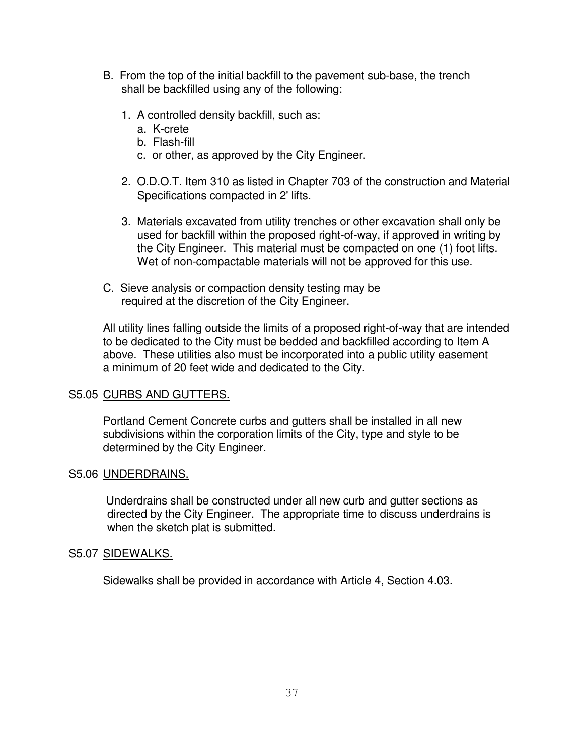B. From the top of the initial backfill to the pavement sub-base, the trench shall be backfilled using any of the following:

1. A controlled density backfill, such as:
   a. K-crete
   b. Flash-fill
   c. or other, as approved by the City Engineer.

2. O.D.O.T. Item 310 as listed in Chapter 703 of the construction and Material Specifications compacted in 2' lifts.

3. Materials excavated from utility trenches or other excavation shall only be used for backfill within the proposed right-of-way, if approved in writing by the City Engineer. This material must be compacted on one (1) foot lifts. Wet of non-compactable materials will not be approved for this use.

C. Sieve analysis or compaction density testing may be required at the discretion of the City Engineer.

All utility lines falling outside the limits of a proposed right-of-way that are intended to be dedicated to the City must be bedded and backfilled according to Item A above. These utilities also must be incorporated into a public utility easement a minimum of 20 feet wide and dedicated to the City.

S5.05 <u>CURBS AND GUTTERS.</u>

Portland Cement Concrete curbs and gutters shall be installed in all new subdivisions within the corporation limits of the City, type and style to be determined by the City Engineer.

S5.06 <u>UNDERDRAINS.</u>

Underdrains shall be constructed under all new curb and gutter sections as directed by the City Engineer. The appropriate time to discuss underdrains is when the sketch plat is submitted.

S5.07 <u>SIDEWALKS.</u>

Sidewalks shall be provided in accordance with Article 4, Section 4.03.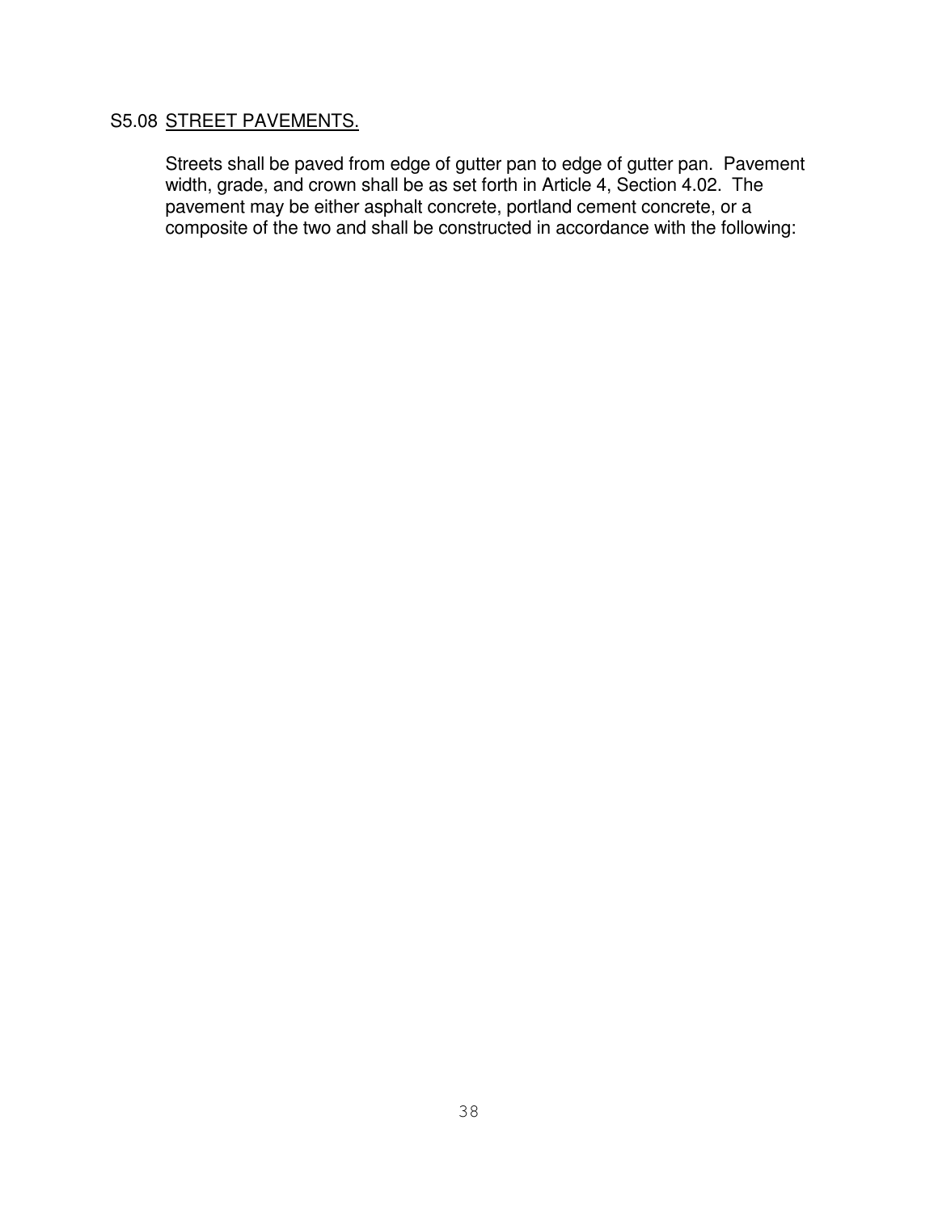## S5.08 <u>STREET PAVEMENTS.</u>

Streets shall be paved from edge of gutter pan to edge of gutter pan. Pavement width, grade, and crown shall be as set forth in Article 4, Section 4.02. The pavement may be either asphalt concrete, portland cement concrete, or a composite of the two and shall be constructed in accordance with the following: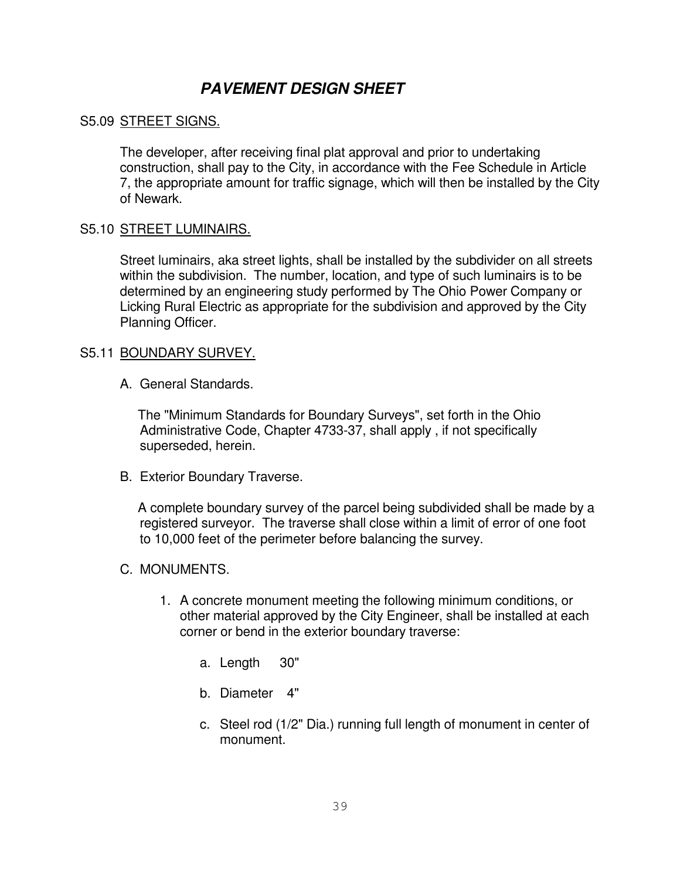# ***PAVEMENT DESIGN SHEET***

S5.09 STREET SIGNS.

The developer, after receiving final plat approval and prior to undertaking construction, shall pay to the City, in accordance with the Fee Schedule in Article 7, the appropriate amount for traffic signage, which will then be installed by the City of Newark.

S5.10 STREET LUMINAIRS.

Street luminairs, aka street lights, shall be installed by the subdivider on all streets within the subdivision. The number, location, and type of such luminairs is to be determined by an engineering study performed by The Ohio Power Company or Licking Rural Electric as appropriate for the subdivision and approved by the City Planning Officer.

S5.11 BOUNDARY SURVEY.

A. General Standards.

The "Minimum Standards for Boundary Surveys", set forth in the Ohio Administrative Code, Chapter 4733-37, shall apply , if not specifically superseded, herein.

B. Exterior Boundary Traverse.

A complete boundary survey of the parcel being subdivided shall be made by a registered surveyor. The traverse shall close within a limit of error of one foot to 10,000 feet of the perimeter before balancing the survey.

C. MONUMENTS.

1. A concrete monument meeting the following minimum conditions, or other material approved by the City Engineer, shall be installed at each corner or bend in the exterior boundary traverse:

   a. Length 30"

   b. Diameter 4"

   c. Steel rod (1/2" Dia.) running full length of monument in center of monument.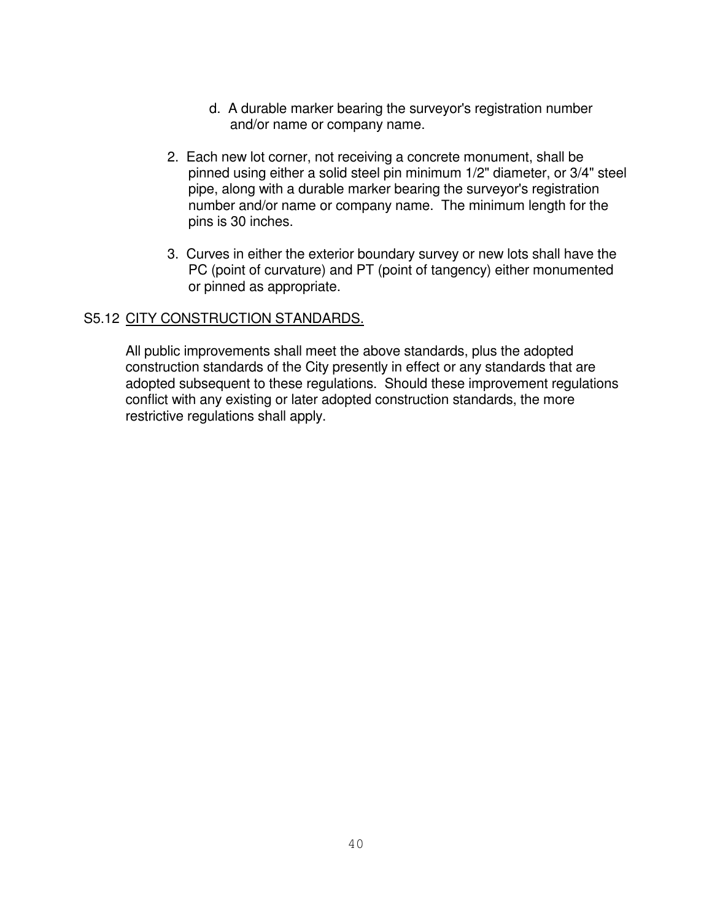d. A durable marker bearing the surveyor's registration number and/or name or company name.

2. Each new lot corner, not receiving a concrete monument, shall be pinned using either a solid steel pin minimum 1/2" diameter, or 3/4" steel pipe, along with a durable marker bearing the surveyor's registration number and/or name or company name. The minimum length for the pins is 30 inches.

3. Curves in either the exterior boundary survey or new lots shall have the PC (point of curvature) and PT (point of tangency) either monumented or pinned as appropriate.

## S5.12 CITY CONSTRUCTION STANDARDS.

All public improvements shall meet the above standards, plus the adopted construction standards of the City presently in effect or any standards that are adopted subsequent to these regulations. Should these improvement regulations conflict with any existing or later adopted construction standards, the more restrictive regulations shall apply.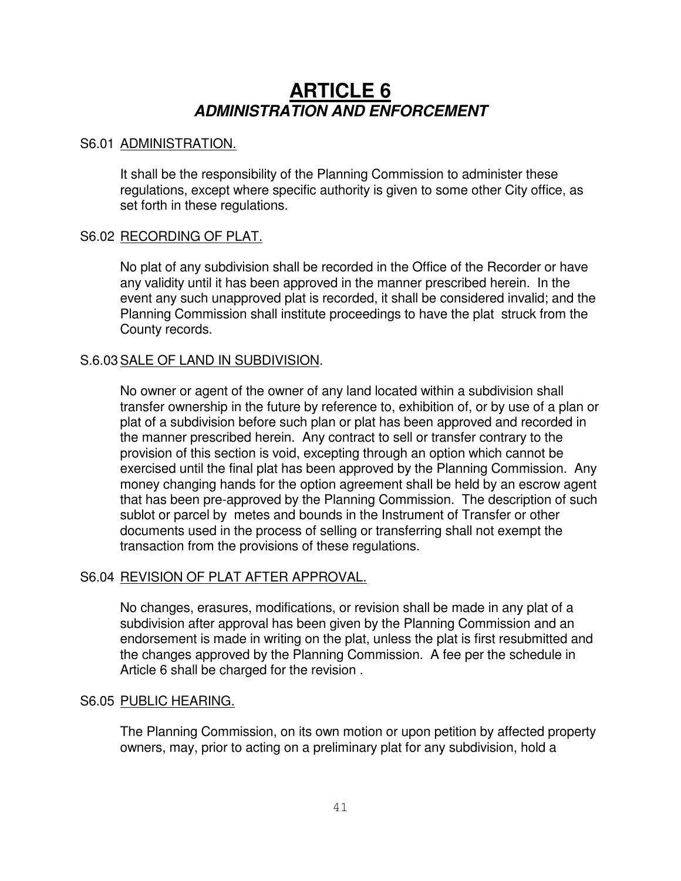# ARTICLE 6
## *ADMINISTRATION AND ENFORCEMENT*

S6.01 <u>ADMINISTRATION.</u>

It shall be the responsibility of the Planning Commission to administer these regulations, except where specific authority is given to some other City office, as set forth in these regulations.

S6.02 <u>RECORDING OF PLAT.</u>

No plat of any subdivision shall be recorded in the Office of the Recorder or have any validity until it has been approved in the manner prescribed herein. In the event any such unapproved plat is recorded, it shall be considered invalid; and the Planning Commission shall institute proceedings to have the plat struck from the County records.

S.6.03 <u>SALE OF LAND IN SUBDIVISION</u>.

No owner or agent of the owner of any land located within a subdivision shall transfer ownership in the future by reference to, exhibition of, or by use of a plan or plat of a subdivision before such plan or plat has been approved and recorded in the manner prescribed herein. Any contract to sell or transfer contrary to the provision of this section is void, excepting through an option which cannot be exercised until the final plat has been approved by the Planning Commission. Any money changing hands for the option agreement shall be held by an escrow agent that has been pre-approved by the Planning Commission. The description of such sublot or parcel by metes and bounds in the Instrument of Transfer or other documents used in the process of selling or transferring shall not exempt the transaction from the provisions of these regulations.

S6.04 <u>REVISION OF PLAT AFTER APPROVAL.</u>

No changes, erasures, modifications, or revision shall be made in any plat of a subdivision after approval has been given by the Planning Commission and an endorsement is made in writing on the plat, unless the plat is first resubmitted and the changes approved by the Planning Commission. A fee per the schedule in Article 6 shall be charged for the revision .

S6.05 <u>PUBLIC HEARING.</u>

The Planning Commission, on its own motion or upon petition by affected property owners, may, prior to acting on a preliminary plat for any subdivision, hold a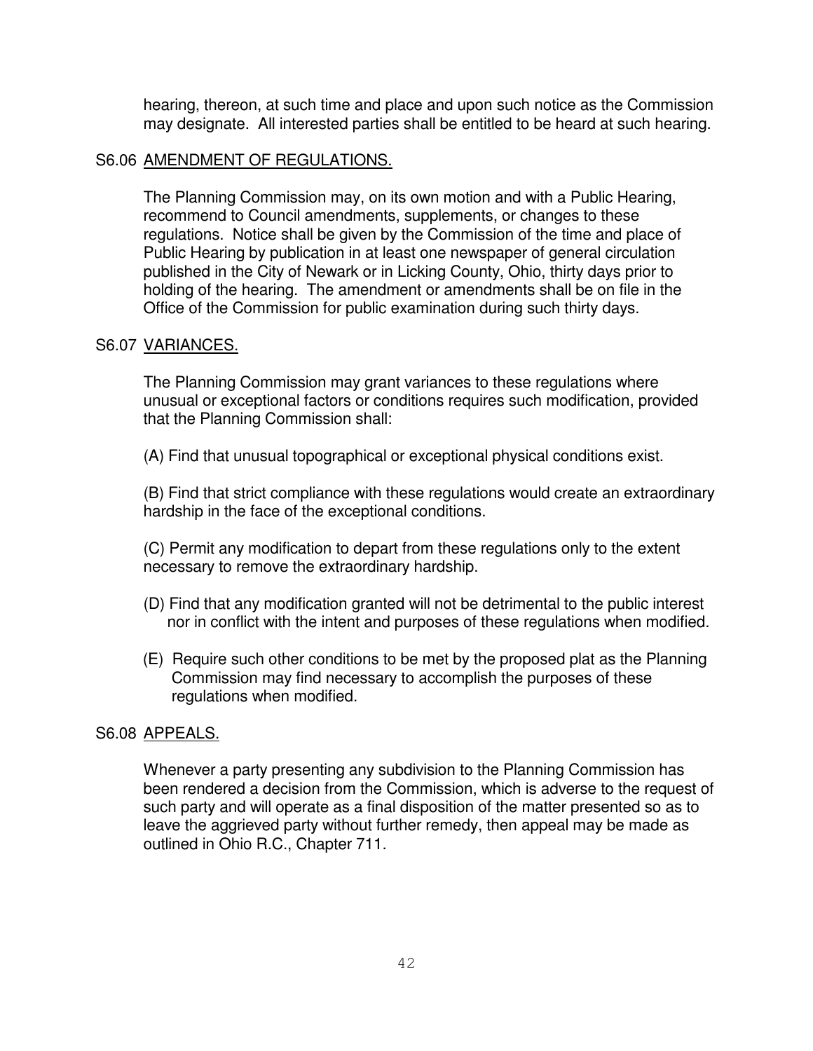hearing, thereon, at such time and place and upon such notice as the Commission may designate. All interested parties shall be entitled to be heard at such hearing.

## S6.06 AMENDMENT OF REGULATIONS.

The Planning Commission may, on its own motion and with a Public Hearing, recommend to Council amendments, supplements, or changes to these regulations. Notice shall be given by the Commission of the time and place of Public Hearing by publication in at least one newspaper of general circulation published in the City of Newark or in Licking County, Ohio, thirty days prior to holding of the hearing. The amendment or amendments shall be on file in the Office of the Commission for public examination during such thirty days.

## S6.07 VARIANCES.

The Planning Commission may grant variances to these regulations where unusual or exceptional factors or conditions requires such modification, provided that the Planning Commission shall:

(A) Find that unusual topographical or exceptional physical conditions exist.

(B) Find that strict compliance with these regulations would create an extraordinary hardship in the face of the exceptional conditions.

(C) Permit any modification to depart from these regulations only to the extent necessary to remove the extraordinary hardship.

(D) Find that any modification granted will not be detrimental to the public interest nor in conflict with the intent and purposes of these regulations when modified.

(E) Require such other conditions to be met by the proposed plat as the Planning Commission may find necessary to accomplish the purposes of these regulations when modified.

## S6.08 APPEALS.

Whenever a party presenting any subdivision to the Planning Commission has been rendered a decision from the Commission, which is adverse to the request of such party and will operate as a final disposition of the matter presented so as to leave the aggrieved party without further remedy, then appeal may be made as outlined in Ohio R.C., Chapter 711.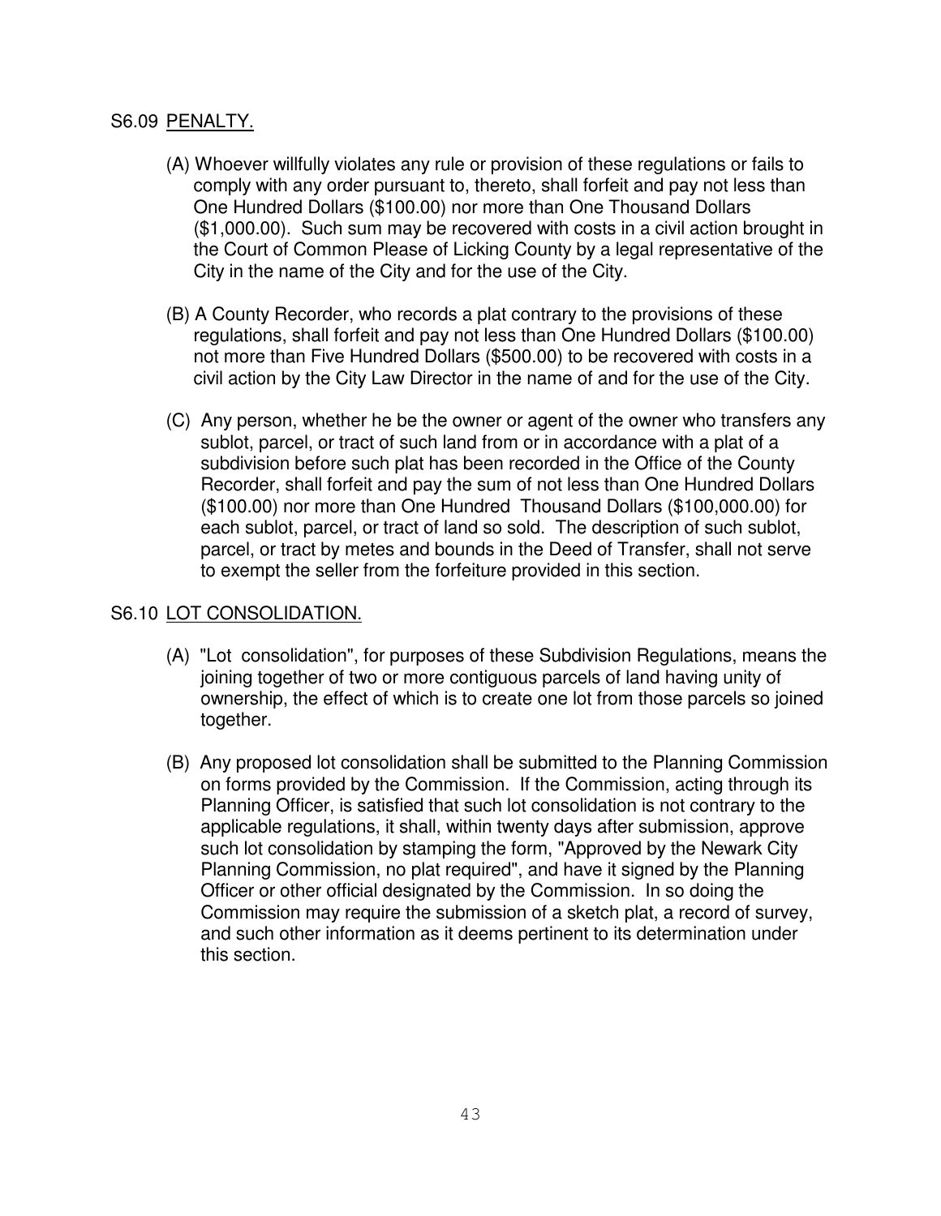## S6.09 PENALTY.

(A) Whoever willfully violates any rule or provision of these regulations or fails to comply with any order pursuant to, thereto, shall forfeit and pay not less than One Hundred Dollars ($100.00) nor more than One Thousand Dollars ($1,000.00). Such sum may be recovered with costs in a civil action brought in the Court of Common Please of Licking County by a legal representative of the City in the name of the City and for the use of the City.

(B) A County Recorder, who records a plat contrary to the provisions of these regulations, shall forfeit and pay not less than One Hundred Dollars ($100.00) not more than Five Hundred Dollars ($500.00) to be recovered with costs in a civil action by the City Law Director in the name of and for the use of the City.

(C) Any person, whether he be the owner or agent of the owner who transfers any sublot, parcel, or tract of such land from or in accordance with a plat of a subdivision before such plat has been recorded in the Office of the County Recorder, shall forfeit and pay the sum of not less than One Hundred Dollars ($100.00) nor more than One Hundred Thousand Dollars ($100,000.00) for each sublot, parcel, or tract of land so sold. The description of such sublot, parcel, or tract by metes and bounds in the Deed of Transfer, shall not serve to exempt the seller from the forfeiture provided in this section.

## S6.10 LOT CONSOLIDATION.

(A) "Lot consolidation", for purposes of these Subdivision Regulations, means the joining together of two or more contiguous parcels of land having unity of ownership, the effect of which is to create one lot from those parcels so joined together.

(B) Any proposed lot consolidation shall be submitted to the Planning Commission on forms provided by the Commission. If the Commission, acting through its Planning Officer, is satisfied that such lot consolidation is not contrary to the applicable regulations, it shall, within twenty days after submission, approve such lot consolidation by stamping the form, "Approved by the Newark City Planning Commission, no plat required", and have it signed by the Planning Officer or other official designated by the Commission. In so doing the Commission may require the submission of a sketch plat, a record of survey, and such other information as it deems pertinent to its determination under this section.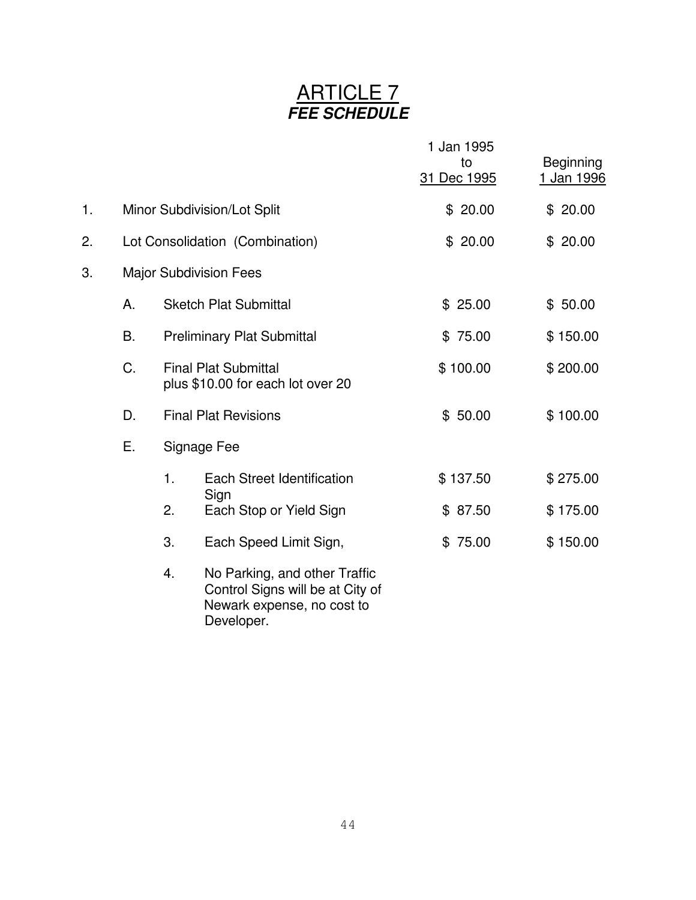# ARTICLE 7
## ***FEE SCHEDULE***

| | | | | 1 Jan 1995 to 31 Dec 1995 | Beginning 1 Jan 1996 |
|---|---|---|---|---|---|
| 1. | Minor Subdivision/Lot Split | | | $ 20.00 | $ 20.00 |
| 2. | Lot Consolidation (Combination) | | | $ 20.00 | $ 20.00 |
| 3. | Major Subdivision Fees | | | | |
| | A. | Sketch Plat Submittal | | $ 25.00 | $ 50.00 |
| | B. | Preliminary Plat Submittal | | $ 75.00 | $ 150.00 |
| | C. | Final Plat Submittal plus $10.00 for each lot over 20 | | $ 100.00 | $ 200.00 |
| | D. | Final Plat Revisions | | $ 50.00 | $ 100.00 |
| | E. | Signage Fee | | | |
| | | 1. | Each Street Identification Sign | $ 137.50 | $ 275.00 |
| | | 2. | Each Stop or Yield Sign | $ 87.50 | $ 175.00 |
| | | 3. | Each Speed Limit Sign, | $ 75.00 | $ 150.00 |
| | | 4. | No Parking, and other Traffic Control Signs will be at City of Newark expense, no cost to Developer. | | |